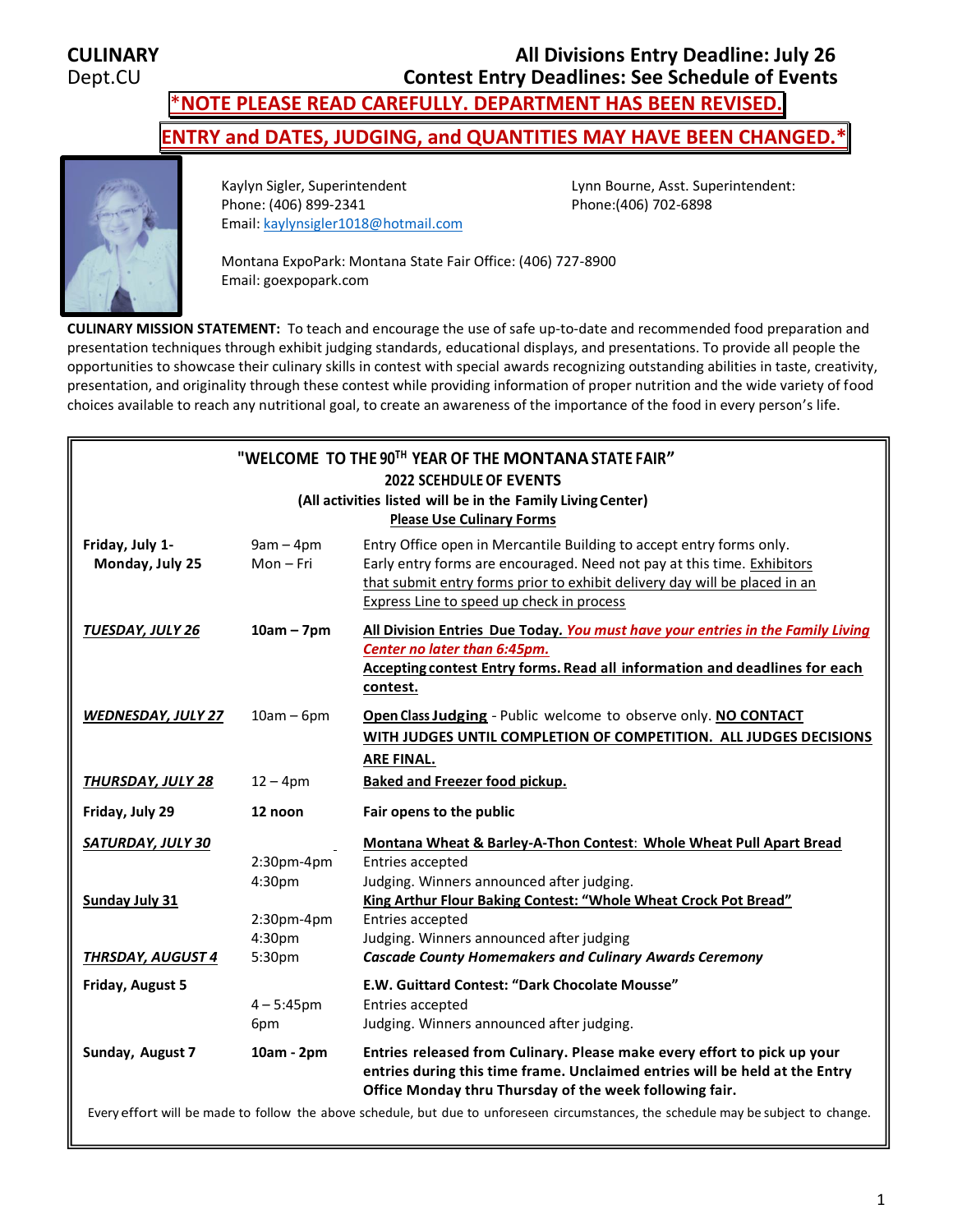**CULINARY**
Dept.CU

**All Divisions Entry Deadline: July 26**
**Contest Entry Deadlines: See Schedule of Events**

**\*NOTE PLEASE READ CAREFULLY. DEPARTMENT HAS BEEN REVISED.**

**ENTRY and DATES, JUDGING, and QUANTITIES MAY HAVE BEEN CHANGED.\***

Kaylyn Sigler, Superintendent
Phone: (406) 899-2341
Email: kaylynsigler1018@hotmail.com

Lynn Bourne, Asst. Superintendent:
Phone:(406) 702-6898

Montana ExpoPark: Montana State Fair Office: (406) 727-8900
Email: goexpopark.com

**CULINARY MISSION STATEMENT:** To teach and encourage the use of safe up-to-date and recommended food preparation and presentation techniques through exhibit judging standards, educational displays, and presentations. To provide all people the opportunities to showcase their culinary skills in contest with special awards recognizing outstanding abilities in taste, creativity, presentation, and originality through these contest while providing information of proper nutrition and the wide variety of food choices available to reach any nutritional goal, to create an awareness of the importance of the food in every person's life.

## "WELCOME TO THE 90TH YEAR OF THE MONTANA STATE FAIR"

### 2022 SCEHDULE OF EVENTS

**(All activities listed will be in the Family Living Center)**

**Please Use Culinary Forms**

| Date | Time | Event |
|---|---|---|
| **Friday, July 1- Monday, July 25** | 9am – 4pm Mon – Fri | Entry Office open in Mercantile Building to accept entry forms only. Early entry forms are encouraged. Need not pay at this time. Exhibitors that submit entry forms prior to exhibit delivery day will be placed in an Express Line to speed up check in process |
| ***TUESDAY, JULY 26*** | **10am – 7pm** | **All Division Entries Due Today.** ***You must have your entries in the Family Living Center no later than 6:45pm.*** **Accepting contest Entry forms. Read all information and deadlines for each contest.** |
| ***WEDNESDAY, JULY 27*** | 10am – 6pm | **Open Class Judging** - Public welcome to observe only. **NO CONTACT WITH JUDGES UNTIL COMPLETION OF COMPETITION. ALL JUDGES DECISIONS ARE FINAL.** |
| ***THURSDAY, JULY 28*** | 12 – 4pm | **Baked and Freezer food pickup.** |
| **Friday, July 29** | **12 noon** | **Fair opens to the public** |
| ***SATURDAY, JULY 30*** | | **Montana Wheat & Barley-A-Thon Contest: Whole Wheat Pull Apart Bread** |
| | 2:30pm-4pm | Entries accepted |
| | 4:30pm | Judging. Winners announced after judging. |
| **Sunday July 31** | | **King Arthur Flour Baking Contest: "Whole Wheat Crock Pot Bread"** |
| | 2:30pm-4pm | Entries accepted |
| | 4:30pm | Judging. Winners announced after judging |
| ***THRSDAY, AUGUST 4*** | 5:30pm | ***Cascade County Homemakers and Culinary Awards Ceremony*** |
| **Friday, August 5** | | **E.W. Guittard Contest: "Dark Chocolate Mousse"** |
| | 4 – 5:45pm | Entries accepted |
| | 6pm | Judging. Winners announced after judging. |
| **Sunday, August 7** | **10am - 2pm** | **Entries released from Culinary. Please make every effort to pick up your entries during this time frame. Unclaimed entries will be held at the Entry Office Monday thru Thursday of the week following fair.** |

Every effort will be made to follow the above schedule, but due to unforeseen circumstances, the schedule may be subject to change.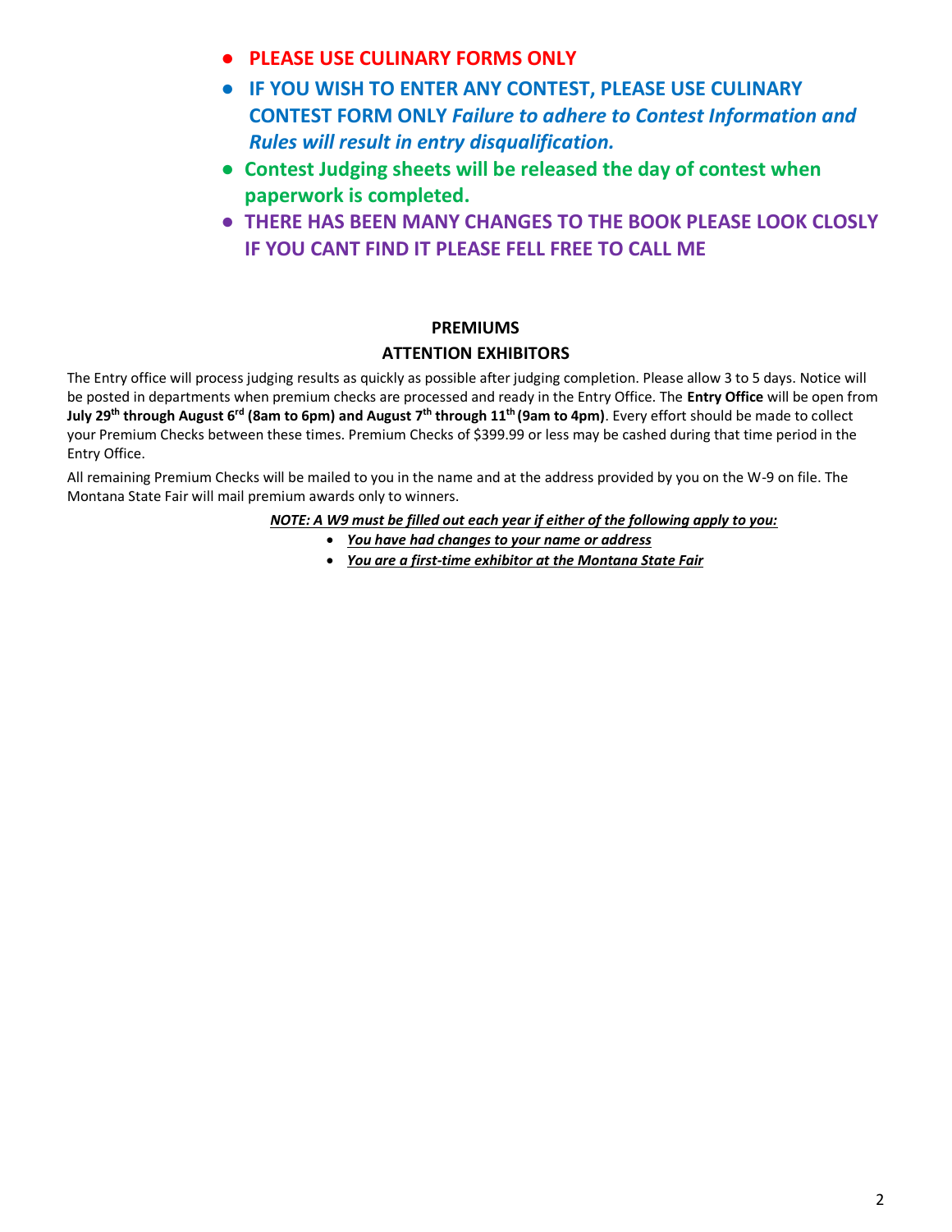- **PLEASE USE CULINARY FORMS ONLY**
- **IF YOU WISH TO ENTER ANY CONTEST, PLEASE USE CULINARY CONTEST FORM ONLY** ***Failure to adhere to Contest Information and Rules will result in entry disqualification.***
- **Contest Judging sheets will be released the day of contest when paperwork is completed.**
- **THERE HAS BEEN MANY CHANGES TO THE BOOK PLEASE LOOK CLOSLY IF YOU CANT FIND IT PLEASE FELL FREE TO CALL ME**

## PREMIUMS

## ATTENTION EXHIBITORS

The Entry office will process judging results as quickly as possible after judging completion. Please allow 3 to 5 days. Notice will be posted in departments when premium checks are processed and ready in the Entry Office. The **Entry Office** will be open from **July 29th through August 6rd (8am to 6pm) and August 7th through 11th (9am to 4pm)**. Every effort should be made to collect your Premium Checks between these times. Premium Checks of $399.99 or less may be cashed during that time period in the Entry Office.

All remaining Premium Checks will be mailed to you in the name and at the address provided by you on the W-9 on file. The Montana State Fair will mail premium awards only to winners.

***NOTE: A W9 must be filled out each year if either of the following apply to you:***

- ***You have had changes to your name or address***
- ***You are a first-time exhibitor at the Montana State Fair***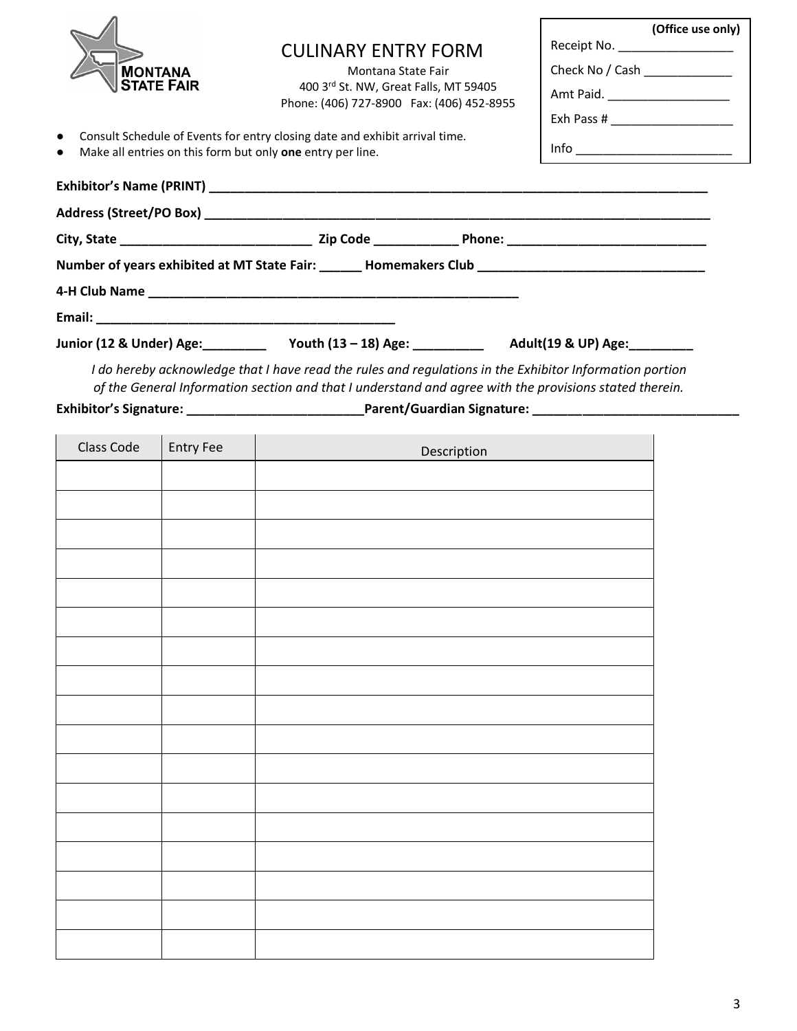# CULINARY ENTRY FORM

Montana State Fair
400 3rd St. NW, Great Falls, MT 59405
Phone: (406) 727-8900 Fax: (406) 452-8955

**(Office use only)**
Receipt No. _________________
Check No / Cash _____________
Amt Paid. __________________
Exh Pass # __________________
Info _______________________

- Consult Schedule of Events for entry closing date and exhibit arrival time.
- Make all entries on this form but only **one** entry per line.

**Exhibitor's Name (PRINT)** ___________________________________________________________________________

**Address (Street/PO Box)** ___________________________________________________________________________

**City, State** ___________________________ **Zip Code** ____________ **Phone:** ____________________________

**Number of years exhibited at MT State Fair:** ______ **Homemakers Club** ________________________________

**4-H Club Name** ______________________________________________________

**Email:** ____________________________________________

**Junior (12 & Under) Age:**_________ **Youth (13 – 18) Age:** __________ **Adult(19 & UP) Age:**_________

*I do hereby acknowledge that I have read the rules and regulations in the Exhibitor Information portion of the General Information section and that I understand and agree with the provisions stated therein.*

**Exhibitor's Signature:** ________________________**Parent/Guardian Signature:** _____________________________

| Class Code | Entry Fee | Description |
|---|---|---|
| | | |
| | | |
| | | |
| | | |
| | | |
| | | |
| | | |
| | | |
| | | |
| | | |
| | | |
| | | |
| | | |
| | | |
| | | |
| | | |
| | | |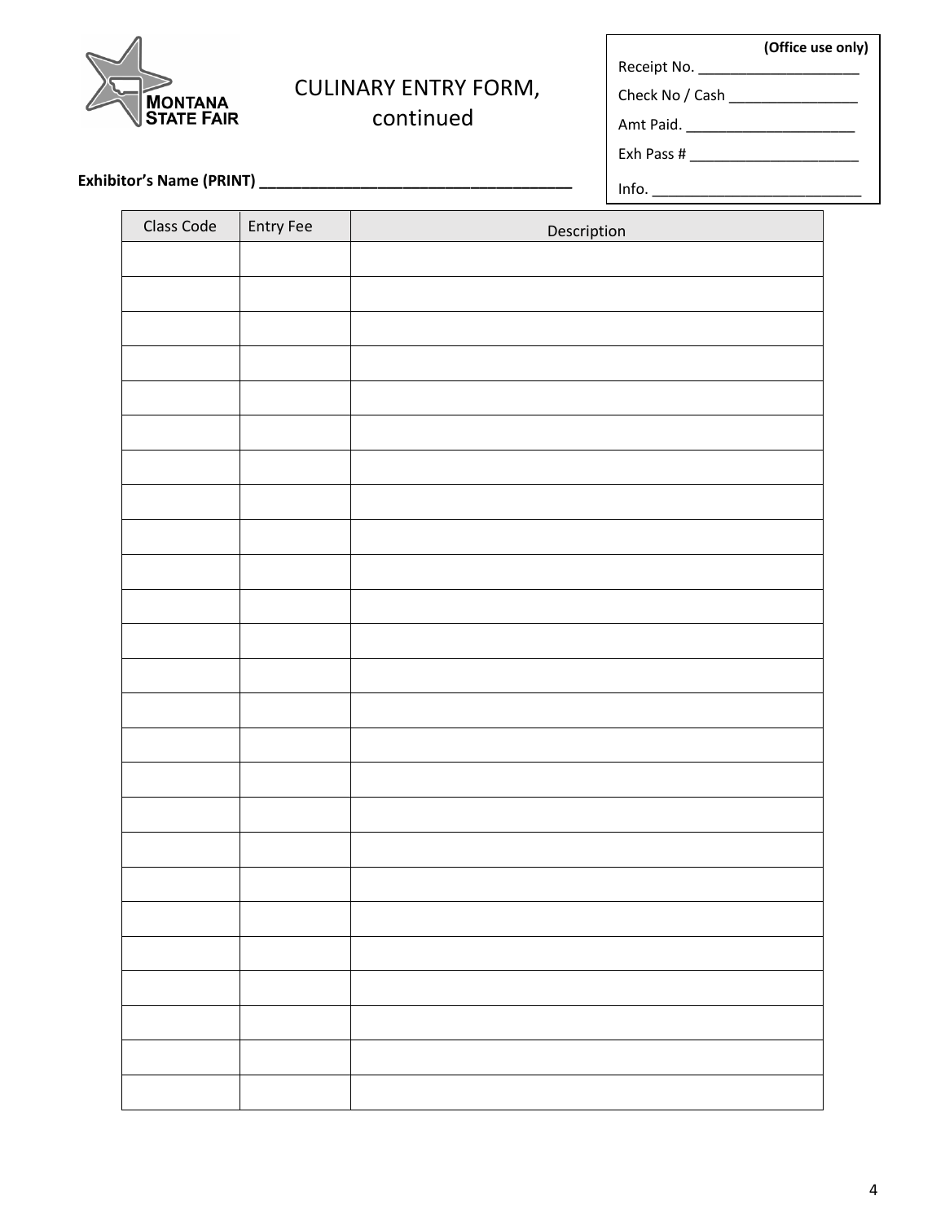# CULINARY ENTRY FORM, continued

(Office use only)
Receipt No. ____________________
Check No / Cash ________________
Amt Paid. _____________________
Exh Pass # _____________________
Info. __________________________

**Exhibitor's Name (PRINT) ______________________________________**

| Class Code | Entry Fee | Description |
|---|---|---|
| | | |
| | | |
| | | |
| | | |
| | | |
| | | |
| | | |
| | | |
| | | |
| | | |
| | | |
| | | |
| | | |
| | | |
| | | |
| | | |
| | | |
| | | |
| | | |
| | | |
| | | |
| | | |
| | | |
| | | |
| | | |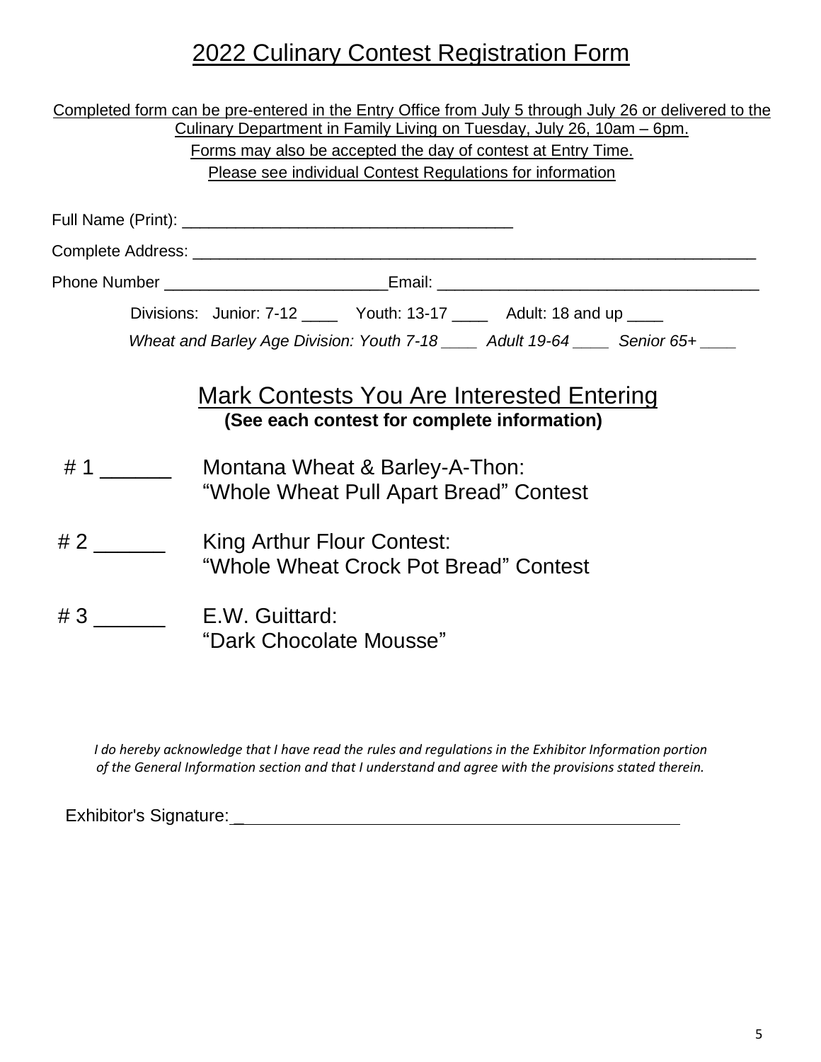# 2022 Culinary Contest Registration Form

Completed form can be pre-entered in the Entry Office from July 5 through July 26 or delivered to the Culinary Department in Family Living on Tuesday, July 26, 10am – 6pm.

Forms may also be accepted the day of contest at Entry Time.

Please see individual Contest Regulations for information

Full Name (Print): _____________________________________

Complete Address: _______________________________________________________________

Phone Number ________________________Email: ___________________________________

Divisions: Junior: 7-12 ____ Youth: 13-17 ____ Adult: 18 and up ____

*Wheat and Barley Age Division: Youth 7-18 ____ Adult 19-64 ____ Senior 65+ ____*

## Mark Contests You Are Interested Entering

**(See each contest for complete information)**

# 1 ______ Montana Wheat & Barley-A-Thon:
"Whole Wheat Pull Apart Bread" Contest

# 2 ______ King Arthur Flour Contest:
"Whole Wheat Crock Pot Bread" Contest

# 3 ______ E.W. Guittard:
"Dark Chocolate Mousse"

*I do hereby acknowledge that I have read the rules and regulations in the Exhibitor Information portion of the General Information section and that I understand and agree with the provisions stated therein.*

Exhibitor's Signature: _______________________________________________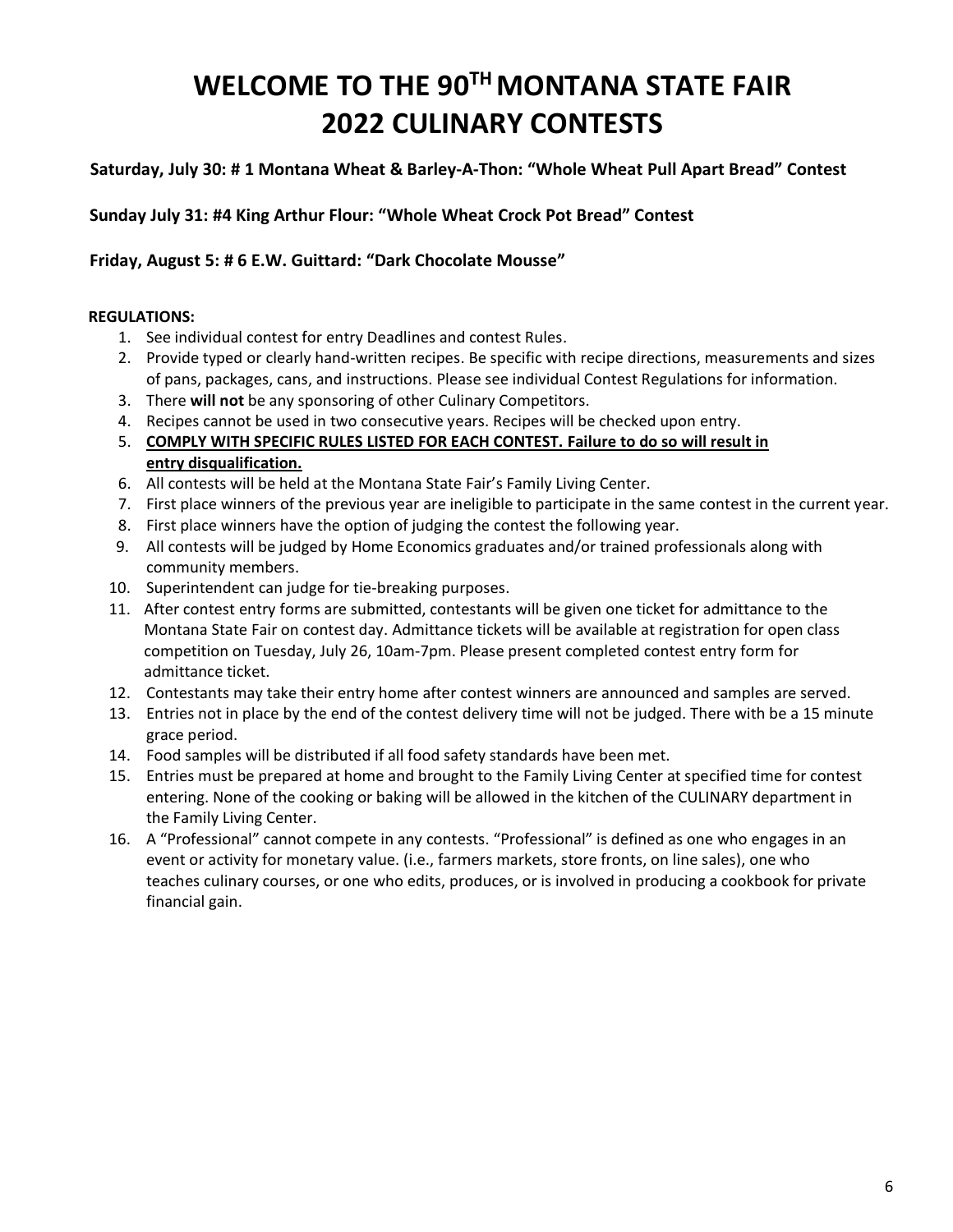# WELCOME TO THE 90TH MONTANA STATE FAIR 2022 CULINARY CONTESTS

**Saturday, July 30: # 1 Montana Wheat & Barley-A-Thon: "Whole Wheat Pull Apart Bread" Contest**

**Sunday July 31: #4 King Arthur Flour: "Whole Wheat Crock Pot Bread" Contest**

**Friday, August 5: # 6 E.W. Guittard: "Dark Chocolate Mousse"**

**REGULATIONS:**

1. See individual contest for entry Deadlines and contest Rules.
2. Provide typed or clearly hand-written recipes. Be specific with recipe directions, measurements and sizes of pans, packages, cans, and instructions. Please see individual Contest Regulations for information.
3. There **will not** be any sponsoring of other Culinary Competitors.
4. Recipes cannot be used in two consecutive years. Recipes will be checked upon entry.
5. **COMPLY WITH SPECIFIC RULES LISTED FOR EACH CONTEST. Failure to do so will result in entry disqualification.**
6. All contests will be held at the Montana State Fair's Family Living Center.
7. First place winners of the previous year are ineligible to participate in the same contest in the current year.
8. First place winners have the option of judging the contest the following year.
9. All contests will be judged by Home Economics graduates and/or trained professionals along with community members.
10. Superintendent can judge for tie-breaking purposes.
11. After contest entry forms are submitted, contestants will be given one ticket for admittance to the Montana State Fair on contest day. Admittance tickets will be available at registration for open class competition on Tuesday, July 26, 10am-7pm. Please present completed contest entry form for admittance ticket.
12. Contestants may take their entry home after contest winners are announced and samples are served.
13. Entries not in place by the end of the contest delivery time will not be judged. There with be a 15 minute grace period.
14. Food samples will be distributed if all food safety standards have been met.
15. Entries must be prepared at home and brought to the Family Living Center at specified time for contest entering. None of the cooking or baking will be allowed in the kitchen of the CULINARY department in the Family Living Center.
16. A "Professional" cannot compete in any contests. "Professional" is defined as one who engages in an event or activity for monetary value. (i.e., farmers markets, store fronts, on line sales), one who teaches culinary courses, or one who edits, produces, or is involved in producing a cookbook for private financial gain.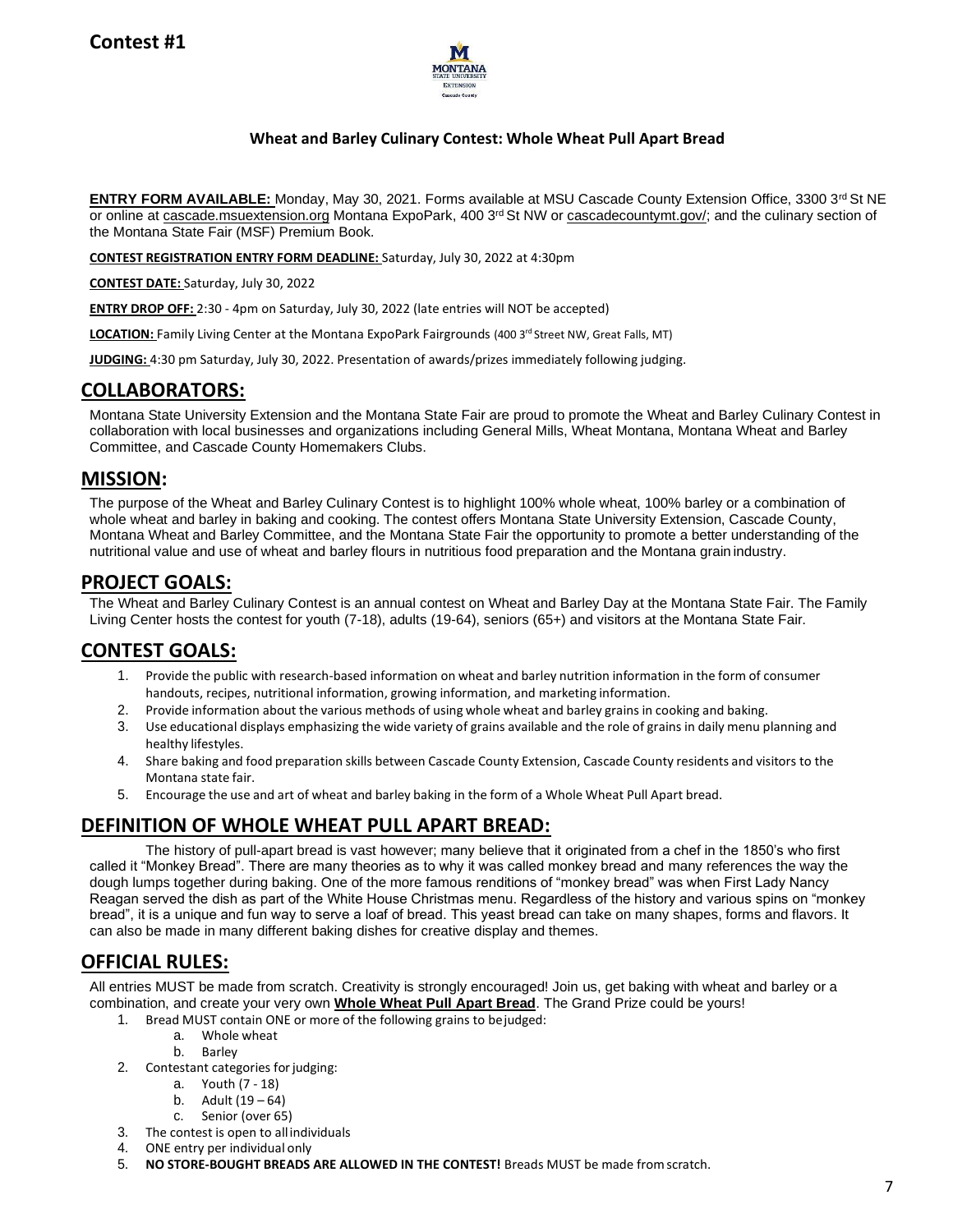## Contest #1

### Wheat and Barley Culinary Contest: Whole Wheat Pull Apart Bread

**ENTRY FORM AVAILABLE:** Monday, May 30, 2021. Forms available at MSU Cascade County Extension Office, 3300 3rd St NE or online at cascade.msuextension.org Montana ExpoPark, 400 3rd St NW or cascadecountymt.gov/; and the culinary section of the Montana State Fair (MSF) Premium Book.

**CONTEST REGISTRATION ENTRY FORM DEADLINE:** Saturday, July 30, 2022 at 4:30pm

**CONTEST DATE:** Saturday, July 30, 2022

**ENTRY DROP OFF:** 2:30 - 4pm on Saturday, July 30, 2022 (late entries will NOT be accepted)

**LOCATION:** Family Living Center at the Montana ExpoPark Fairgrounds (400 3rd Street NW, Great Falls, MT)

**JUDGING:** 4:30 pm Saturday, July 30, 2022. Presentation of awards/prizes immediately following judging.

## COLLABORATORS:

Montana State University Extension and the Montana State Fair are proud to promote the Wheat and Barley Culinary Contest in collaboration with local businesses and organizations including General Mills, Wheat Montana, Montana Wheat and Barley Committee, and Cascade County Homemakers Clubs.

## MISSION:

The purpose of the Wheat and Barley Culinary Contest is to highlight 100% whole wheat, 100% barley or a combination of whole wheat and barley in baking and cooking. The contest offers Montana State University Extension, Cascade County, Montana Wheat and Barley Committee, and the Montana State Fair the opportunity to promote a better understanding of the nutritional value and use of wheat and barley flours in nutritious food preparation and the Montana grain industry.

## PROJECT GOALS:

The Wheat and Barley Culinary Contest is an annual contest on Wheat and Barley Day at the Montana State Fair. The Family Living Center hosts the contest for youth (7-18), adults (19-64), seniors (65+) and visitors at the Montana State Fair.

## CONTEST GOALS:

1. Provide the public with research-based information on wheat and barley nutrition information in the form of consumer handouts, recipes, nutritional information, growing information, and marketing information.
2. Provide information about the various methods of using whole wheat and barley grains in cooking and baking.
3. Use educational displays emphasizing the wide variety of grains available and the role of grains in daily menu planning and healthy lifestyles.
4. Share baking and food preparation skills between Cascade County Extension, Cascade County residents and visitors to the Montana state fair.
5. Encourage the use and art of wheat and barley baking in the form of a Whole Wheat Pull Apart bread.

## DEFINITION OF WHOLE WHEAT PULL APART BREAD:

The history of pull-apart bread is vast however; many believe that it originated from a chef in the 1850's who first called it "Monkey Bread". There are many theories as to why it was called monkey bread and many references the way the dough lumps together during baking. One of the more famous renditions of "monkey bread" was when First Lady Nancy Reagan served the dish as part of the White House Christmas menu. Regardless of the history and various spins on "monkey bread", it is a unique and fun way to serve a loaf of bread. This yeast bread can take on many shapes, forms and flavors. It can also be made in many different baking dishes for creative display and themes.

## OFFICIAL RULES:

All entries MUST be made from scratch. Creativity is strongly encouraged! Join us, get baking with wheat and barley or a combination, and create your very own **Whole Wheat Pull Apart Bread**. The Grand Prize could be yours!

1. Bread MUST contain ONE or more of the following grains to be judged:
   a. Whole wheat
   b. Barley
2. Contestant categories for judging:
   a. Youth (7 - 18)
   b. Adult (19 – 64)
   c. Senior (over 65)
3. The contest is open to all individuals
4. ONE entry per individual only
5. **NO STORE-BOUGHT BREADS ARE ALLOWED IN THE CONTEST!** Breads MUST be made from scratch.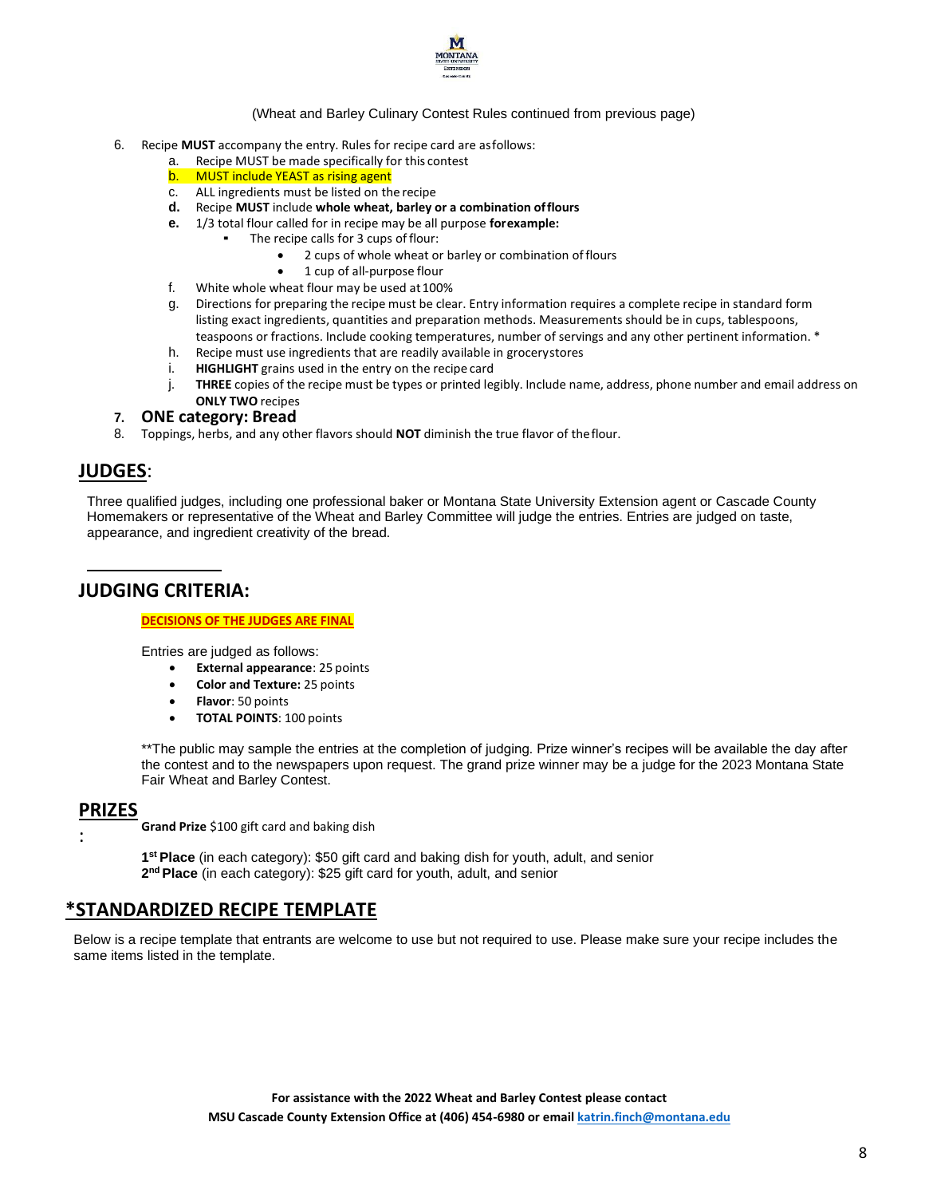(Wheat and Barley Culinary Contest Rules continued from previous page)

6. Recipe **MUST** accompany the entry. Rules for recipe card are as follows:
    a. Recipe MUST be made specifically for this contest
    b. MUST include YEAST as rising agent
    c. ALL ingredients must be listed on the recipe
    d. Recipe **MUST** include **whole wheat, barley or a combination of flours**
    e. 1/3 total flour called for in recipe may be all purpose **for example:**
        - The recipe calls for 3 cups of flour:
            - 2 cups of whole wheat or barley or combination of flours
            - 1 cup of all-purpose flour
    f. White whole wheat flour may be used at 100%
    g. Directions for preparing the recipe must be clear. Entry information requires a complete recipe in standard form listing exact ingredients, quantities and preparation methods. Measurements should be in cups, tablespoons, teaspoons or fractions. Include cooking temperatures, number of servings and any other pertinent information. *
    h. Recipe must use ingredients that are readily available in grocery stores
    i. **HIGHLIGHT** grains used in the entry on the recipe card
    j. **THREE** copies of the recipe must be types or printed legibly. Include name, address, phone number and email address on **ONLY TWO** recipes
7. **ONE category: Bread**
8. Toppings, herbs, and any other flavors should **NOT** diminish the true flavor of the flour.

## JUDGES:

Three qualified judges, including one professional baker or Montana State University Extension agent or Cascade County Homemakers or representative of the Wheat and Barley Committee will judge the entries. Entries are judged on taste, appearance, and ingredient creativity of the bread.

## JUDGING CRITERIA:

**DECISIONS OF THE JUDGES ARE FINAL**

Entries are judged as follows:

- **External appearance**: 25 points
- **Color and Texture:** 25 points
- **Flavor**: 50 points
- **TOTAL POINTS**: 100 points

**The public may sample the entries at the completion of judging. Prize winner's recipes will be available the day after the contest and to the newspapers upon request. The grand prize winner may be a judge for the 2023 Montana State Fair Wheat and Barley Contest.

## PRIZES:

**Grand Prize** $100 gift card and baking dish

**1st Place** (in each category): $50 gift card and baking dish for youth, adult, and senior
**2nd Place** (in each category): $25 gift card for youth, adult, and senior

## *STANDARDIZED RECIPE TEMPLATE

Below is a recipe template that entrants are welcome to use but not required to use. Please make sure your recipe includes the same items listed in the template.

**For assistance with the 2022 Wheat and Barley Contest please contact MSU Cascade County Extension Office at (406) 454-6980 or email katrin.finch@montana.edu**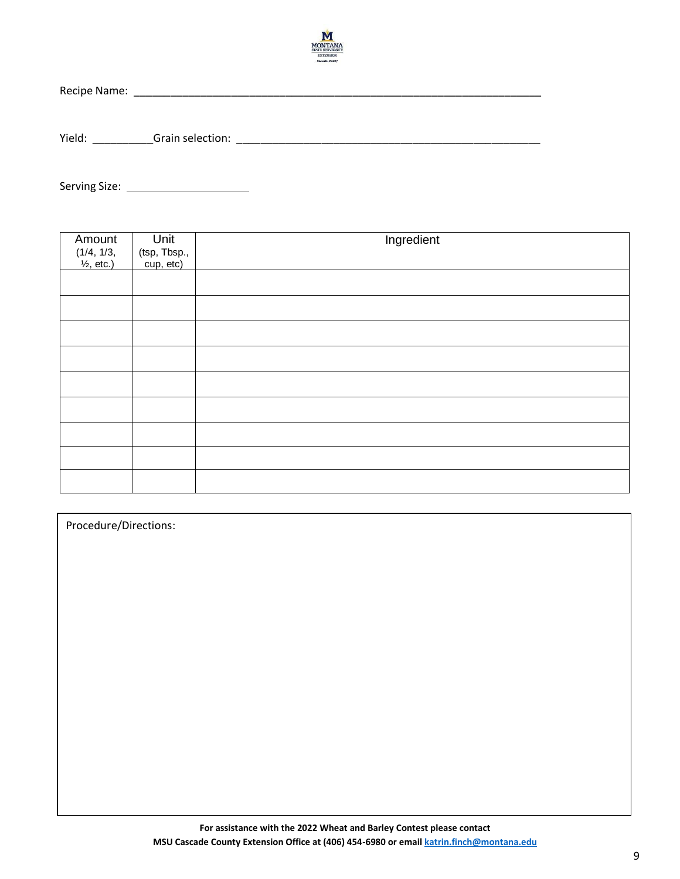Recipe Name: ______________________________________________________________

Yield: __________Grain selection: _______________________________________________

Serving Size: ____________________

| Amount (1/4, 1/3, ½, etc.) | Unit (tsp, Tbsp., cup, etc) | Ingredient |
|---|---|---|
| | | |
| | | |
| | | |
| | | |
| | | |
| | | |
| | | |
| | | |
| | | |

Procedure/Directions:

**For assistance with the 2022 Wheat and Barley Contest please contact**
**MSU Cascade County Extension Office at (406) 454-6980 or email katrin.finch@montana.edu**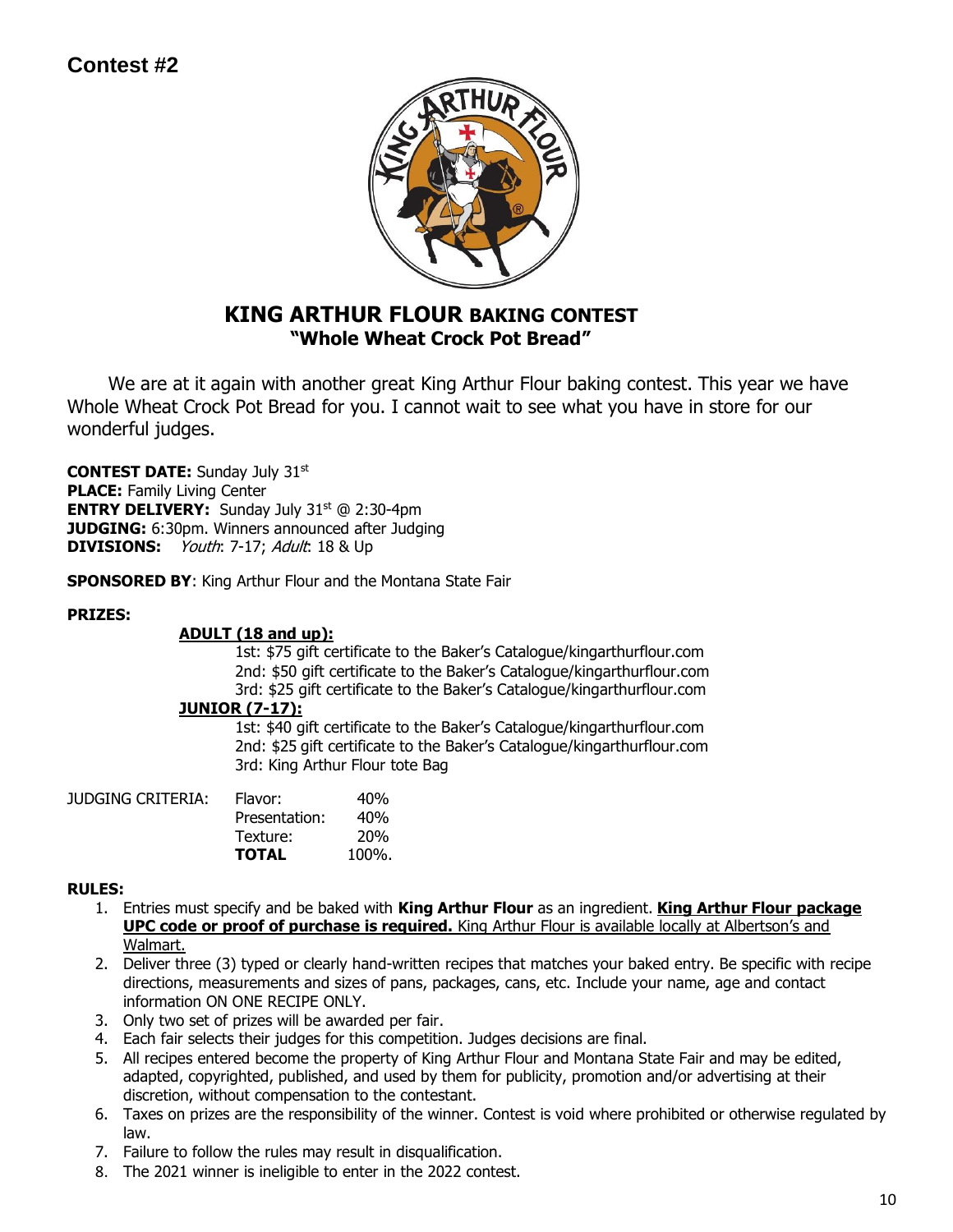## Contest #2

# KING ARTHUR FLOUR BAKING CONTEST

## "Whole Wheat Crock Pot Bread"

We are at it again with another great King Arthur Flour baking contest. This year we have Whole Wheat Crock Pot Bread for you. I cannot wait to see what you have in store for our wonderful judges.

**CONTEST DATE:** Sunday July 31st
**PLACE:** Family Living Center
**ENTRY DELIVERY:** Sunday July 31st @ 2:30-4pm
**JUDGING:** 6:30pm. Winners announced after Judging
**DIVISIONS:** *Youth*: 7-17; *Adult*: 18 & Up

**SPONSORED BY**: King Arthur Flour and the Montana State Fair

**PRIZES:**

**ADULT (18 and up):**
1st: $75 gift certificate to the Baker's Catalogue/kingarthurflour.com
2nd: $50 gift certificate to the Baker's Catalogue/kingarthurflour.com
3rd: $25 gift certificate to the Baker's Catalogue/kingarthurflour.com

**JUNIOR (7-17):**
1st: $40 gift certificate to the Baker's Catalogue/kingarthurflour.com
2nd: $25 gift certificate to the Baker's Catalogue/kingarthurflour.com
3rd: King Arthur Flour tote Bag

| JUDGING CRITERIA: | | |
|---|---|---|
| | Flavor: | 40% |
| | Presentation: | 40% |
| | Texture: | 20% |
| | **TOTAL** | 100%. |

**RULES:**

1. Entries must specify and be baked with **King Arthur Flour** as an ingredient. **King Arthur Flour package UPC code or proof of purchase is required.** King Arthur Flour is available locally at Albertson's and Walmart.
2. Deliver three (3) typed or clearly hand-written recipes that matches your baked entry. Be specific with recipe directions, measurements and sizes of pans, packages, cans, etc. Include your name, age and contact information ON ONE RECIPE ONLY.
3. Only two set of prizes will be awarded per fair.
4. Each fair selects their judges for this competition. Judges decisions are final.
5. All recipes entered become the property of King Arthur Flour and Montana State Fair and may be edited, adapted, copyrighted, published, and used by them for publicity, promotion and/or advertising at their discretion, without compensation to the contestant.
6. Taxes on prizes are the responsibility of the winner. Contest is void where prohibited or otherwise regulated by law.
7. Failure to follow the rules may result in disqualification.
8. The 2021 winner is ineligible to enter in the 2022 contest.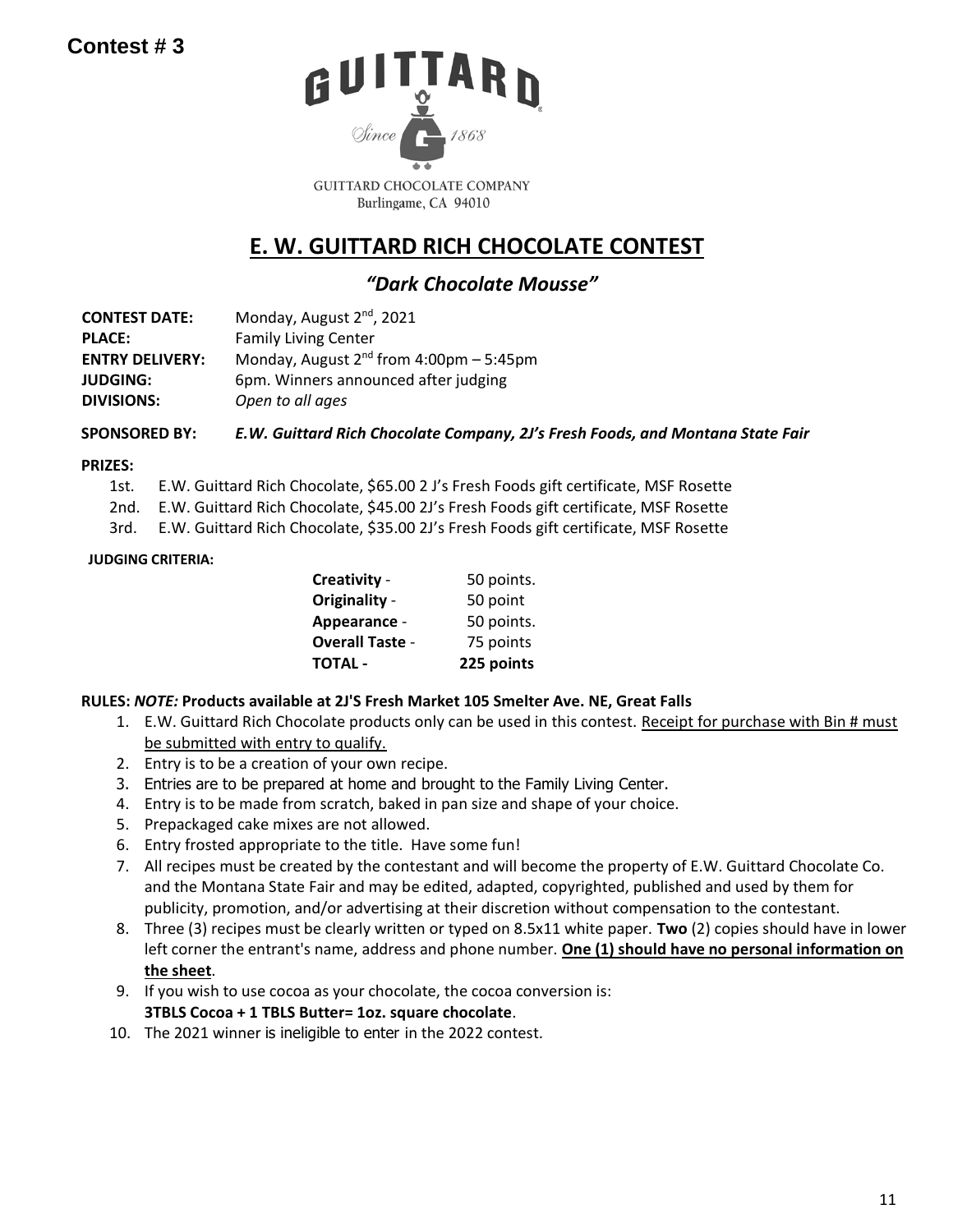**Contest # 3**

GUITTARD

Since 1868

GUITTARD CHOCOLATE COMPANY
Burlingame, CA 94010

# E. W. GUITTARD RICH CHOCOLATE CONTEST

## *"Dark Chocolate Mousse"*

**CONTEST DATE:** Monday, August 2nd, 2021
**PLACE:** Family Living Center
**ENTRY DELIVERY:** Monday, August 2nd from 4:00pm – 5:45pm
**JUDGING:** 6pm. Winners announced after judging
**DIVISIONS:** *Open to all ages*

**SPONSORED BY:** ***E.W. Guittard Rich Chocolate Company, 2J's Fresh Foods, and Montana State Fair***

**PRIZES:**

1st. E.W. Guittard Rich Chocolate, $65.00 2 J's Fresh Foods gift certificate, MSF Rosette
2nd. E.W. Guittard Rich Chocolate, $45.00 2J's Fresh Foods gift certificate, MSF Rosette
3rd. E.W. Guittard Rich Chocolate, $35.00 2J's Fresh Foods gift certificate, MSF Rosette

**JUDGING CRITERIA:**

| | |
|---|---|
| **Creativity** - | 50 points. |
| **Originality** - | 50 point |
| **Appearance** - | 50 points. |
| **Overall Taste** - | 75 points |
| **TOTAL -** | **225 points** |

**RULES:** ***NOTE:*** **Products available at 2J'S Fresh Market 105 Smelter Ave. NE, Great Falls**

1. E.W. Guittard Rich Chocolate products only can be used in this contest. Receipt for purchase with Bin # must be submitted with entry to qualify.
2. Entry is to be a creation of your own recipe.
3. Entries are to be prepared at home and brought to the Family Living Center.
4. Entry is to be made from scratch, baked in pan size and shape of your choice.
5. Prepackaged cake mixes are not allowed.
6. Entry frosted appropriate to the title. Have some fun!
7. All recipes must be created by the contestant and will become the property of E.W. Guittard Chocolate Co. and the Montana State Fair and may be edited, adapted, copyrighted, published and used by them for publicity, promotion, and/or advertising at their discretion without compensation to the contestant.
8. Three (3) recipes must be clearly written or typed on 8.5x11 white paper. **Two** (2) copies should have in lower left corner the entrant's name, address and phone number. **One (1) should have no personal information on the sheet**.
9. If you wish to use cocoa as your chocolate, the cocoa conversion is:
   **3TBLS Cocoa + 1 TBLS Butter= 1oz. square chocolate**.
10. The 2021 winner is ineligible to enter in the 2022 contest.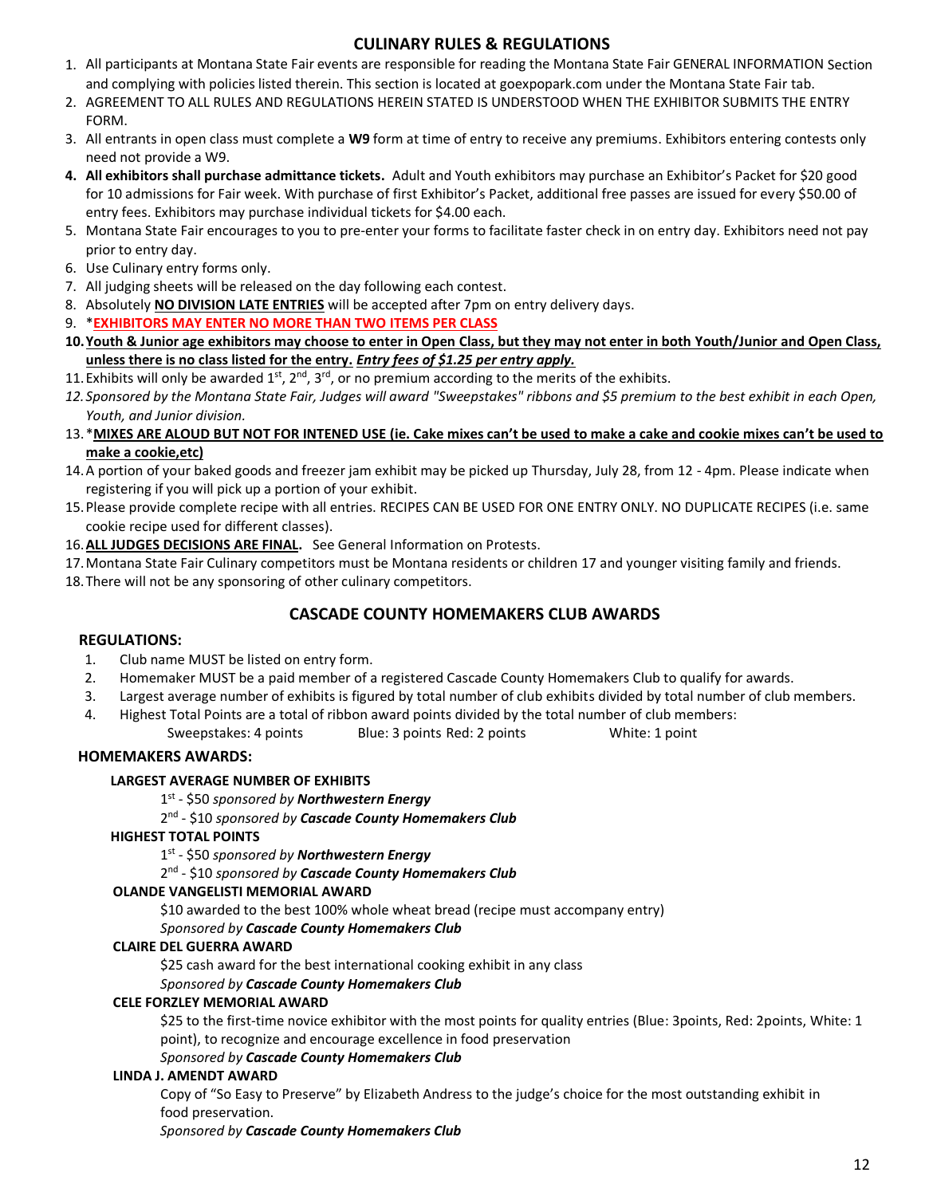## CULINARY RULES & REGULATIONS

1. All participants at Montana State Fair events are responsible for reading the Montana State Fair GENERAL INFORMATION Section and complying with policies listed therein. This section is located at goexpopark.com under the Montana State Fair tab.
2. AGREEMENT TO ALL RULES AND REGULATIONS HEREIN STATED IS UNDERSTOOD WHEN THE EXHIBITOR SUBMITS THE ENTRY FORM.
3. All entrants in open class must complete a **W9** form at time of entry to receive any premiums. Exhibitors entering contests only need not provide a W9.
4. **All exhibitors shall purchase admittance tickets.** Adult and Youth exhibitors may purchase an Exhibitor's Packet for $20 good for 10 admissions for Fair week. With purchase of first Exhibitor's Packet, additional free passes are issued for every $50.00 of entry fees. Exhibitors may purchase individual tickets for $4.00 each.
5. Montana State Fair encourages to you to pre-enter your forms to facilitate faster check in on entry day. Exhibitors need not pay prior to entry day.
6. Use Culinary entry forms only.
7. All judging sheets will be released on the day following each contest.
8. Absolutely **NO DIVISION LATE ENTRIES** will be accepted after 7pm on entry delivery days.
9. ***EXHIBITORS MAY ENTER NO MORE THAN TWO ITEMS PER CLASS**
10. **Youth & Junior age exhibitors may choose to enter in Open Class, but they may not enter in both Youth/Junior and Open Class, unless there is no class listed for the entry. *Entry fees of $1.25 per entry apply.***
11. Exhibits will only be awarded 1st, 2nd, 3rd, or no premium according to the merits of the exhibits.
12. *Sponsored by the Montana State Fair, Judges will award "Sweepstakes" ribbons and $5 premium to the best exhibit in each Open, Youth, and Junior division.*
13. ***MIXES ARE ALOUD BUT NOT FOR INTENED USE (ie. Cake mixes can't be used to make a cake and cookie mixes can't be used to make a cookie,etc)**
14. A portion of your baked goods and freezer jam exhibit may be picked up Thursday, July 28, from 12 - 4pm. Please indicate when registering if you will pick up a portion of your exhibit.
15. Please provide complete recipe with all entries. RECIPES CAN BE USED FOR ONE ENTRY ONLY. NO DUPLICATE RECIPES (i.e. same cookie recipe used for different classes).
16. **ALL JUDGES DECISIONS ARE FINAL.** See General Information on Protests.
17. Montana State Fair Culinary competitors must be Montana residents or children 17 and younger visiting family and friends.
18. There will not be any sponsoring of other culinary competitors.

## CASCADE COUNTY HOMEMAKERS CLUB AWARDS

### REGULATIONS:

1. Club name MUST be listed on entry form.
2. Homemaker MUST be a paid member of a registered Cascade County Homemakers Club to qualify for awards.
3. Largest average number of exhibits is figured by total number of club exhibits divided by total number of club members.
4. Highest Total Points are a total of ribbon award points divided by the total number of club members:
   Sweepstakes: 4 points  Blue: 3 points  Red: 2 points  White: 1 point

### HOMEMAKERS AWARDS:

**LARGEST AVERAGE NUMBER OF EXHIBITS**

1st - $50 *sponsored by* ***Northwestern Energy***

2nd - $10 *sponsored by* ***Cascade County Homemakers Club***

**HIGHEST TOTAL POINTS**

1st - $50 *sponsored by* ***Northwestern Energy***

2nd - $10 *sponsored by* ***Cascade County Homemakers Club***

**OLANDE VANGELISTI MEMORIAL AWARD**

$10 awarded to the best 100% whole wheat bread (recipe must accompany entry)

*Sponsored by* ***Cascade County Homemakers Club***

**CLAIRE DEL GUERRA AWARD**

$25 cash award for the best international cooking exhibit in any class

*Sponsored by* ***Cascade County Homemakers Club***

**CELE FORZLEY MEMORIAL AWARD**

$25 to the first-time novice exhibitor with the most points for quality entries (Blue: 3points, Red: 2points, White: 1 point), to recognize and encourage excellence in food preservation

*Sponsored by* ***Cascade County Homemakers Club***

**LINDA J. AMENDT AWARD**

Copy of "So Easy to Preserve" by Elizabeth Andress to the judge's choice for the most outstanding exhibit in food preservation.

*Sponsored by* ***Cascade County Homemakers Club***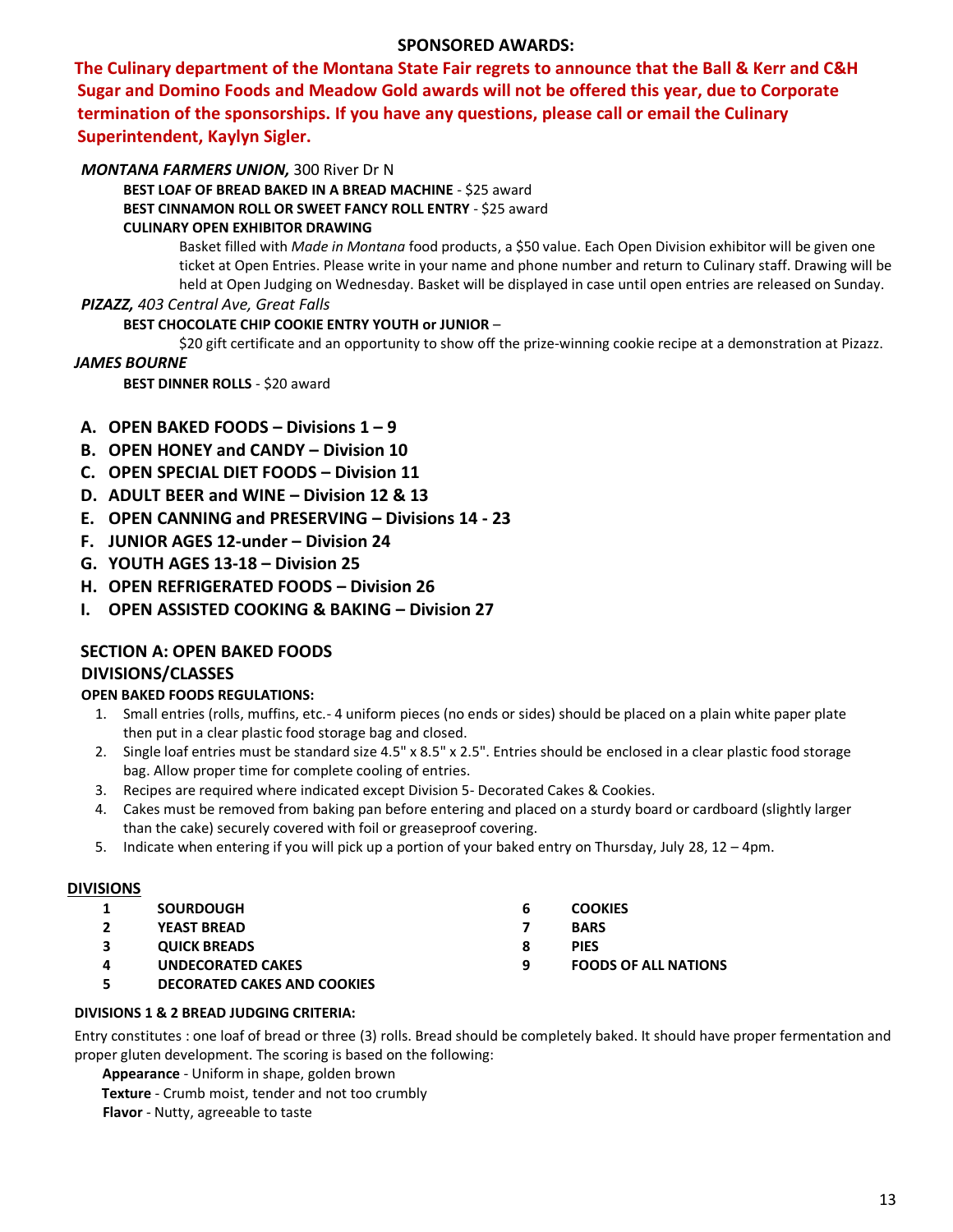## SPONSORED AWARDS:

**The Culinary department of the Montana State Fair regrets to announce that the Ball & Kerr and C&H Sugar and Domino Foods and Meadow Gold awards will not be offered this year, due to Corporate termination of the sponsorships. If you have any questions, please call or email the Culinary Superintendent, Kaylyn Sigler.**

***MONTANA FARMERS UNION,*** 300 River Dr N

**BEST LOAF OF BREAD BAKED IN A BREAD MACHINE** - $25 award
**BEST CINNAMON ROLL OR SWEET FANCY ROLL ENTRY** - $25 award
**CULINARY OPEN EXHIBITOR DRAWING**

Basket filled with *Made in Montana* food products, a $50 value. Each Open Division exhibitor will be given one ticket at Open Entries. Please write in your name and phone number and return to Culinary staff. Drawing will be held at Open Judging on Wednesday. Basket will be displayed in case until open entries are released on Sunday.

***PIZAZZ,*** *403 Central Ave, Great Falls*

**BEST CHOCOLATE CHIP COOKIE ENTRY YOUTH or JUNIOR** –

$20 gift certificate and an opportunity to show off the prize-winning cookie recipe at a demonstration at Pizazz.

***JAMES BOURNE***

**BEST DINNER ROLLS** - $20 award

A. **OPEN BAKED FOODS – Divisions 1 – 9**
B. **OPEN HONEY and CANDY – Division 10**
C. **OPEN SPECIAL DIET FOODS – Division 11**
D. **ADULT BEER and WINE – Division 12 & 13**
E. **OPEN CANNING and PRESERVING – Divisions 14 - 23**
F. **JUNIOR AGES 12-under – Division 24**
G. **YOUTH AGES 13-18 – Division 25**
H. **OPEN REFRIGERATED FOODS – Division 26**
I. **OPEN ASSISTED COOKING & BAKING – Division 27**

## SECTION A: OPEN BAKED FOODS
## DIVISIONS/CLASSES

**OPEN BAKED FOODS REGULATIONS:**

1. Small entries (rolls, muffins, etc.- 4 uniform pieces (no ends or sides) should be placed on a plain white paper plate then put in a clear plastic food storage bag and closed.
2. Single loaf entries must be standard size 4.5" x 8.5" x 2.5". Entries should be enclosed in a clear plastic food storage bag. Allow proper time for complete cooling of entries.
3. Recipes are required where indicated except Division 5- Decorated Cakes & Cookies.
4. Cakes must be removed from baking pan before entering and placed on a sturdy board or cardboard (slightly larger than the cake) securely covered with foil or greaseproof covering.
5. Indicate when entering if you will pick up a portion of your baked entry on Thursday, July 28, 12 – 4pm.

**DIVISIONS**

| | |
|---|---|
| 1 | SOURDOUGH |
| 2 | YEAST BREAD |
| 3 | QUICK BREADS |
| 4 | UNDECORATED CAKES |
| 5 | DECORATED CAKES AND COOKIES |
| 6 | COOKIES |
| 7 | BARS |
| 8 | PIES |
| 9 | FOODS OF ALL NATIONS |

**DIVISIONS 1 & 2 BREAD JUDGING CRITERIA:**

Entry constitutes : one loaf of bread or three (3) rolls. Bread should be completely baked. It should have proper fermentation and proper gluten development. The scoring is based on the following:

**Appearance** - Uniform in shape, golden brown
**Texture** - Crumb moist, tender and not too crumbly
**Flavor** - Nutty, agreeable to taste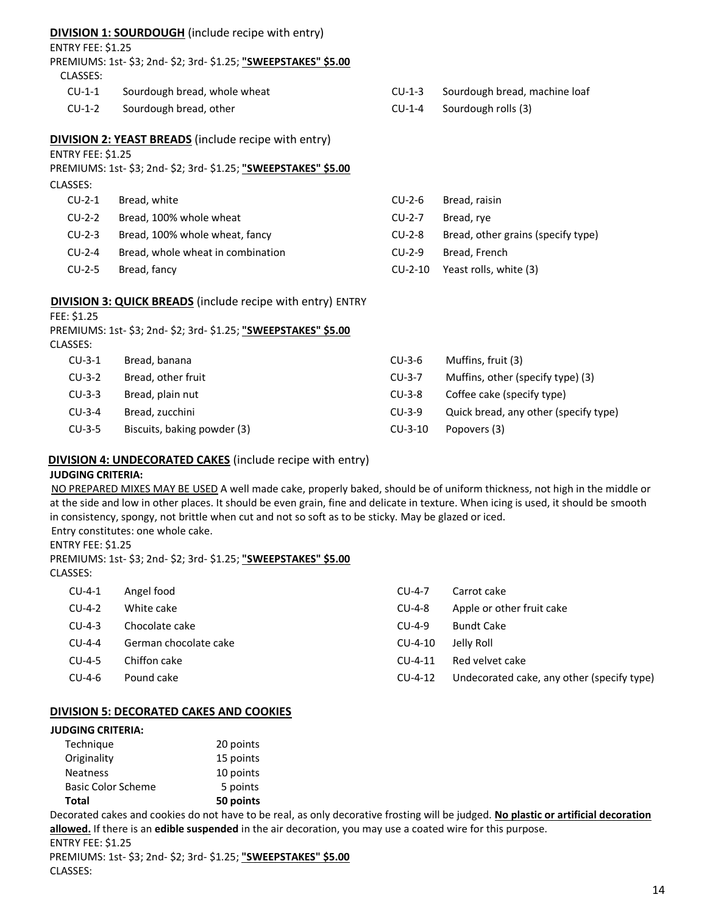**DIVISION 1: SOURDOUGH** (include recipe with entry)

ENTRY FEE: $1.25

PREMIUMS: 1st- $3; 2nd- $2; 3rd- $1.25; **"SWEEPSTAKES" $5.00**

CLASSES:

| | | | |
|---|---|---|---|
| CU-1-1 | Sourdough bread, whole wheat | CU-1-3 | Sourdough bread, machine loaf |
| CU-1-2 | Sourdough bread, other | CU-1-4 | Sourdough rolls (3) |

**DIVISION 2: YEAST BREADS** (include recipe with entry)

ENTRY FEE: $1.25

PREMIUMS: 1st- $3; 2nd- $2; 3rd- $1.25; **"SWEEPSTAKES" $5.00**

CLASSES:

| | | | |
|---|---|---|---|
| CU-2-1 | Bread, white | CU-2-6 | Bread, raisin |
| CU-2-2 | Bread, 100% whole wheat | CU-2-7 | Bread, rye |
| CU-2-3 | Bread, 100% whole wheat, fancy | CU-2-8 | Bread, other grains (specify type) |
| CU-2-4 | Bread, whole wheat in combination | CU-2-9 | Bread, French |
| CU-2-5 | Bread, fancy | CU-2-10 | Yeast rolls, white (3) |

**DIVISION 3: QUICK BREADS** (include recipe with entry) ENTRY FEE: $1.25

PREMIUMS: 1st- $3; 2nd- $2; 3rd- $1.25; **"SWEEPSTAKES" $5.00**

CLASSES:

| | | | |
|---|---|---|---|
| CU-3-1 | Bread, banana | CU-3-6 | Muffins, fruit (3) |
| CU-3-2 | Bread, other fruit | CU-3-7 | Muffins, other (specify type) (3) |
| CU-3-3 | Bread, plain nut | CU-3-8 | Coffee cake (specify type) |
| CU-3-4 | Bread, zucchini | CU-3-9 | Quick bread, any other (specify type) |
| CU-3-5 | Biscuits, baking powder (3) | CU-3-10 | Popovers (3) |

**DIVISION 4: UNDECORATED CAKES** (include recipe with entry)

**JUDGING CRITERIA:**

NO PREPARED MIXES MAY BE USED A well made cake, properly baked, should be of uniform thickness, not high in the middle or at the side and low in other places. It should be even grain, fine and delicate in texture. When icing is used, it should be smooth in consistency, spongy, not brittle when cut and not so soft as to be sticky. May be glazed or iced.

Entry constitutes: one whole cake.

ENTRY FEE: $1.25

PREMIUMS: 1st- $3; 2nd- $2; 3rd- $1.25; **"SWEEPSTAKES" $5.00**

CLASSES:

| | | | |
|---|---|---|---|
| CU-4-1 | Angel food | CU-4-7 | Carrot cake |
| CU-4-2 | White cake | CU-4-8 | Apple or other fruit cake |
| CU-4-3 | Chocolate cake | CU-4-9 | Bundt Cake |
| CU-4-4 | German chocolate cake | CU-4-10 | Jelly Roll |
| CU-4-5 | Chiffon cake | CU-4-11 | Red velvet cake |
| CU-4-6 | Pound cake | CU-4-12 | Undecorated cake, any other (specify type) |

**DIVISION 5: DECORATED CAKES AND COOKIES**

**JUDGING CRITERIA:**

| | |
|---|---|
| Technique | 20 points |
| Originality | 15 points |
| Neatness | 10 points |
| Basic Color Scheme | 5 points |
| **Total** | **50 points** |

Decorated cakes and cookies do not have to be real, as only decorative frosting will be judged. **No plastic or artificial decoration allowed.** If there is an **edible suspended** in the air decoration, you may use a coated wire for this purpose.

ENTRY FEE: $1.25

PREMIUMS: 1st- $3; 2nd- $2; 3rd- $1.25; **"SWEEPSTAKES" $5.00**

CLASSES: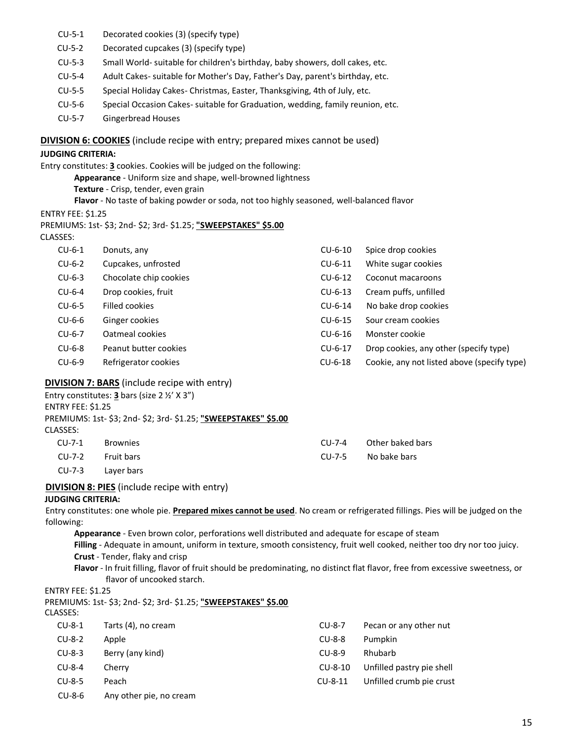| | |
|---|---|
| CU-5-1 | Decorated cookies (3) (specify type) |
| CU-5-2 | Decorated cupcakes (3) (specify type) |
| CU-5-3 | Small World- suitable for children's birthday, baby showers, doll cakes, etc. |
| CU-5-4 | Adult Cakes- suitable for Mother's Day, Father's Day, parent's birthday, etc. |
| CU-5-5 | Special Holiday Cakes- Christmas, Easter, Thanksgiving, 4th of July, etc. |
| CU-5-6 | Special Occasion Cakes- suitable for Graduation, wedding, family reunion, etc. |
| CU-5-7 | Gingerbread Houses |

**DIVISION 6: COOKIES** (include recipe with entry; prepared mixes cannot be used)

**JUDGING CRITERIA:**

Entry constitutes: **3** cookies. Cookies will be judged on the following:

- **Appearance** - Uniform size and shape, well-browned lightness
- **Texture** - Crisp, tender, even grain
- **Flavor** - No taste of baking powder or soda, not too highly seasoned, well-balanced flavor

ENTRY FEE: $1.25

PREMIUMS: 1st- $3; 2nd- $2; 3rd- $1.25; **"SWEEPSTAKES" $5.00**

CLASSES:

| | |
|---|---|
| CU-6-1 | Donuts, any |
| CU-6-2 | Cupcakes, unfrosted |
| CU-6-3 | Chocolate chip cookies |
| CU-6-4 | Drop cookies, fruit |
| CU-6-5 | Filled cookies |
| CU-6-6 | Ginger cookies |
| CU-6-7 | Oatmeal cookies |
| CU-6-8 | Peanut butter cookies |
| CU-6-9 | Refrigerator cookies |
| CU-6-10 | Spice drop cookies |
| CU-6-11 | White sugar cookies |
| CU-6-12 | Coconut macaroons |
| CU-6-13 | Cream puffs, unfilled |
| CU-6-14 | No bake drop cookies |
| CU-6-15 | Sour cream cookies |
| CU-6-16 | Monster cookie |
| CU-6-17 | Drop cookies, any other (specify type) |
| CU-6-18 | Cookie, any not listed above (specify type) |

**DIVISION 7: BARS** (include recipe with entry)

Entry constitutes: **3** bars (size 2 ½' X 3")

ENTRY FEE: $1.25

PREMIUMS: 1st- $3; 2nd- $2; 3rd- $1.25; **"SWEEPSTAKES" $5.00**

CLASSES:

| | |
|---|---|
| CU-7-1 | Brownies |
| CU-7-2 | Fruit bars |
| CU-7-3 | Layer bars |
| CU-7-4 | Other baked bars |
| CU-7-5 | No bake bars |

**DIVISION 8: PIES** (include recipe with entry)

**JUDGING CRITERIA:**

Entry constitutes: one whole pie. **Prepared mixes cannot be used**. No cream or refrigerated fillings. Pies will be judged on the following:

- **Appearance** - Even brown color, perforations well distributed and adequate for escape of steam
- **Filling** - Adequate in amount, uniform in texture, smooth consistency, fruit well cooked, neither too dry nor too juicy.
- **Crust** - Tender, flaky and crisp
- **Flavor** - In fruit filling, flavor of fruit should be predominating, no distinct flat flavor, free from excessive sweetness, or flavor of uncooked starch.

ENTRY FEE: $1.25

PREMIUMS: 1st- $3; 2nd- $2; 3rd- $1.25; **"SWEEPSTAKES" $5.00**

CLASSES:

| | |
|---|---|
| CU-8-1 | Tarts (4), no cream |
| CU-8-2 | Apple |
| CU-8-3 | Berry (any kind) |
| CU-8-4 | Cherry |
| CU-8-5 | Peach |
| CU-8-6 | Any other pie, no cream |
| CU-8-7 | Pecan or any other nut |
| CU-8-8 | Pumpkin |
| CU-8-9 | Rhubarb |
| CU-8-10 | Unfilled pastry pie shell |
| CU-8-11 | Unfilled crumb pie crust |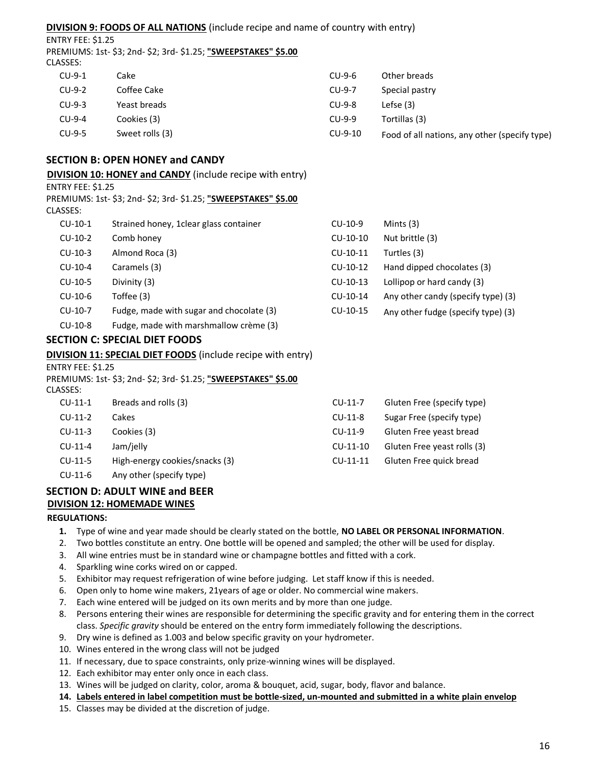**DIVISION 9: FOODS OF ALL NATIONS** (include recipe and name of country with entry)

ENTRY FEE: $1.25

PREMIUMS: 1st- $3; 2nd- $2; 3rd- $1.25; **"SWEEPSTAKES" $5.00**

CLASSES:

| | | | |
|---|---|---|---|
| CU-9-1 | Cake | CU-9-6 | Other breads |
| CU-9-2 | Coffee Cake | CU-9-7 | Special pastry |
| CU-9-3 | Yeast breads | CU-9-8 | Lefse (3) |
| CU-9-4 | Cookies (3) | CU-9-9 | Tortillas (3) |
| CU-9-5 | Sweet rolls (3) | CU-9-10 | Food of all nations, any other (specify type) |

## SECTION B: OPEN HONEY and CANDY

**DIVISION 10: HONEY and CANDY** (include recipe with entry)

ENTRY FEE: $1.25

PREMIUMS: 1st- $3; 2nd- $2; 3rd- $1.25; **"SWEEPSTAKES" $5.00**

CLASSES:

| | | | |
|---|---|---|---|
| CU-10-1 | Strained honey, 1clear glass container | CU-10-9 | Mints (3) |
| CU-10-2 | Comb honey | CU-10-10 | Nut brittle (3) |
| CU-10-3 | Almond Roca (3) | CU-10-11 | Turtles (3) |
| CU-10-4 | Caramels (3) | CU-10-12 | Hand dipped chocolates (3) |
| CU-10-5 | Divinity (3) | CU-10-13 | Lollipop or hard candy (3) |
| CU-10-6 | Toffee (3) | CU-10-14 | Any other candy (specify type) (3) |
| CU-10-7 | Fudge, made with sugar and chocolate (3) | CU-10-15 | Any other fudge (specify type) (3) |
| CU-10-8 | Fudge, made with marshmallow crème (3) | | |

## SECTION C: SPECIAL DIET FOODS

**DIVISION 11: SPECIAL DIET FOODS** (include recipe with entry)

ENTRY FEE: $1.25

PREMIUMS: 1st- $3; 2nd- $2; 3rd- $1.25; **"SWEEPSTAKES" $5.00**

CLASSES:

| | | | |
|---|---|---|---|
| CU-11-1 | Breads and rolls (3) | CU-11-7 | Gluten Free (specify type) |
| CU-11-2 | Cakes | CU-11-8 | Sugar Free (specify type) |
| CU-11-3 | Cookies (3) | CU-11-9 | Gluten Free yeast bread |
| CU-11-4 | Jam/jelly | CU-11-10 | Gluten Free yeast rolls (3) |
| CU-11-5 | High-energy cookies/snacks (3) | CU-11-11 | Gluten Free quick bread |
| CU-11-6 | Any other (specify type) | | |

## SECTION D: ADULT WINE and BEER

**DIVISION 12: HOMEMADE WINES**

**REGULATIONS:**

1. Type of wine and year made should be clearly stated on the bottle, **NO LABEL OR PERSONAL INFORMATION**.
2. Two bottles constitute an entry. One bottle will be opened and sampled; the other will be used for display.
3. All wine entries must be in standard wine or champagne bottles and fitted with a cork.
4. Sparkling wine corks wired on or capped.
5. Exhibitor may request refrigeration of wine before judging. Let staff know if this is needed.
6. Open only to home wine makers, 21years of age or older. No commercial wine makers.
7. Each wine entered will be judged on its own merits and by more than one judge.
8. Persons entering their wines are responsible for determining the specific gravity and for entering them in the correct class. *Specific gravity* should be entered on the entry form immediately following the descriptions.
9. Dry wine is defined as 1.003 and below specific gravity on your hydrometer.
10. Wines entered in the wrong class will not be judged
11. If necessary, due to space constraints, only prize-winning wines will be displayed.
12. Each exhibitor may enter only once in each class.
13. Wines will be judged on clarity, color, aroma & bouquet, acid, sugar, body, flavor and balance.
14. **Labels entered in label competition must be bottle-sized, un-mounted and submitted in a white plain envelop**
15. Classes may be divided at the discretion of judge.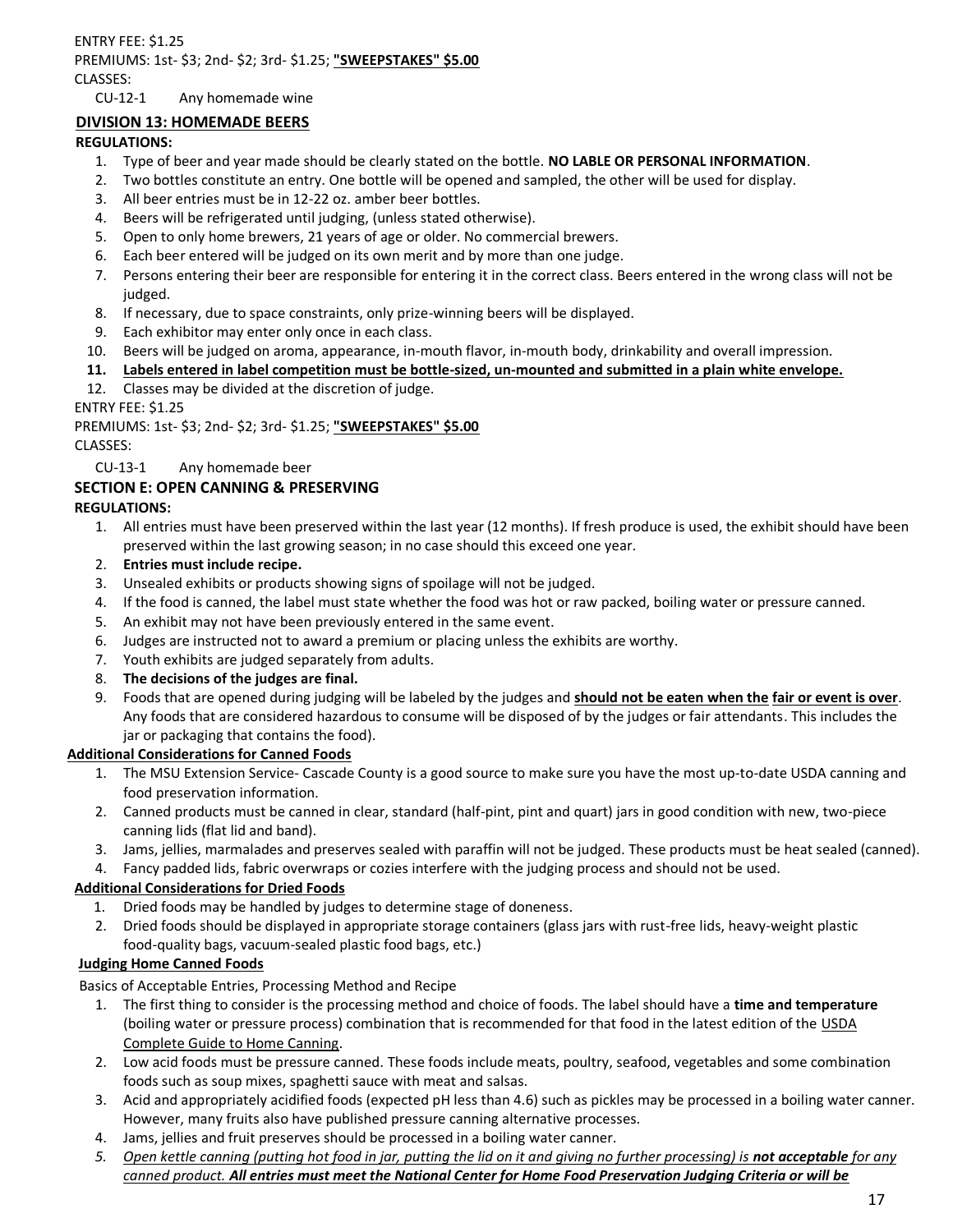ENTRY FEE: $1.25

PREMIUMS: 1st- $3; 2nd- $2; 3rd- $1.25; **"SWEEPSTAKES" $5.00**

CLASSES:

CU-12-1 Any homemade wine

## DIVISION 13: HOMEMADE BEERS

**REGULATIONS:**

1. Type of beer and year made should be clearly stated on the bottle. **NO LABLE OR PERSONAL INFORMATION**.
2. Two bottles constitute an entry. One bottle will be opened and sampled, the other will be used for display.
3. All beer entries must be in 12-22 oz. amber beer bottles.
4. Beers will be refrigerated until judging, (unless stated otherwise).
5. Open to only home brewers, 21 years of age or older. No commercial brewers.
6. Each beer entered will be judged on its own merit and by more than one judge.
7. Persons entering their beer are responsible for entering it in the correct class. Beers entered in the wrong class will not be judged.
8. If necessary, due to space constraints, only prize-winning beers will be displayed.
9. Each exhibitor may enter only once in each class.
10. Beers will be judged on aroma, appearance, in-mouth flavor, in-mouth body, drinkability and overall impression.
11. **Labels entered in label competition must be bottle-sized, un-mounted and submitted in a plain white envelope.**
12. Classes may be divided at the discretion of judge.

ENTRY FEE: $1.25

PREMIUMS: 1st- $3; 2nd- $2; 3rd- $1.25; **"SWEEPSTAKES" $5.00**

CLASSES:

CU-13-1 Any homemade beer

## SECTION E: OPEN CANNING & PRESERVING

**REGULATIONS:**

1. All entries must have been preserved within the last year (12 months). If fresh produce is used, the exhibit should have been preserved within the last growing season; in no case should this exceed one year.
2. **Entries must include recipe.**
3. Unsealed exhibits or products showing signs of spoilage will not be judged.
4. If the food is canned, the label must state whether the food was hot or raw packed, boiling water or pressure canned.
5. An exhibit may not have been previously entered in the same event.
6. Judges are instructed not to award a premium or placing unless the exhibits are worthy.
7. Youth exhibits are judged separately from adults.
8. **The decisions of the judges are final.**
9. Foods that are opened during judging will be labeled by the judges and **should not be eaten when the fair or event is over**. Any foods that are considered hazardous to consume will be disposed of by the judges or fair attendants. This includes the jar or packaging that contains the food).

### Additional Considerations for Canned Foods

1. The MSU Extension Service- Cascade County is a good source to make sure you have the most up-to-date USDA canning and food preservation information.
2. Canned products must be canned in clear, standard (half-pint, pint and quart) jars in good condition with new, two-piece canning lids (flat lid and band).
3. Jams, jellies, marmalades and preserves sealed with paraffin will not be judged. These products must be heat sealed (canned).
4. Fancy padded lids, fabric overwraps or cozies interfere with the judging process and should not be used.

### Additional Considerations for Dried Foods

1. Dried foods may be handled by judges to determine stage of doneness.
2. Dried foods should be displayed in appropriate storage containers (glass jars with rust-free lids, heavy-weight plastic food-quality bags, vacuum-sealed plastic food bags, etc.)

### Judging Home Canned Foods

Basics of Acceptable Entries, Processing Method and Recipe

1. The first thing to consider is the processing method and choice of foods. The label should have a **time and temperature** (boiling water or pressure process) combination that is recommended for that food in the latest edition of the USDA Complete Guide to Home Canning.
2. Low acid foods must be pressure canned. These foods include meats, poultry, seafood, vegetables and some combination foods such as soup mixes, spaghetti sauce with meat and salsas.
3. Acid and appropriately acidified foods (expected pH less than 4.6) such as pickles may be processed in a boiling water canner. However, many fruits also have published pressure canning alternative processes.
4. Jams, jellies and fruit preserves should be processed in a boiling water canner.
5. *Open kettle canning (putting hot food in jar, putting the lid on it and giving no further processing) is **not acceptable** for any canned product. **All entries must meet the National Center for Home Food Preservation Judging Criteria or will be***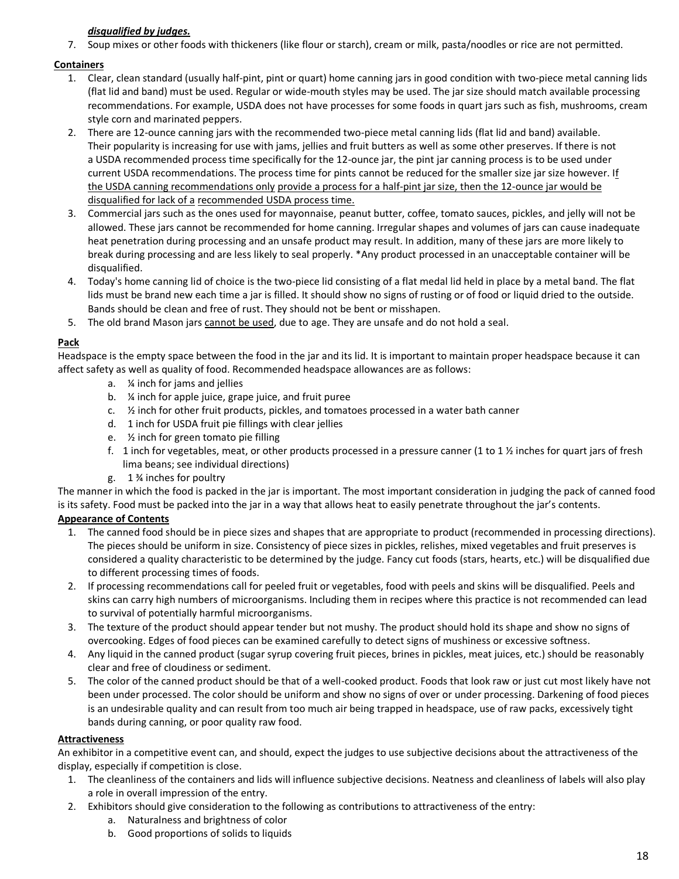***disqualified by judges.***

7. Soup mixes or other foods with thickeners (like flour or starch), cream or milk, pasta/noodles or rice are not permitted.

**Containers**

1. Clear, clean standard (usually half-pint, pint or quart) home canning jars in good condition with two-piece metal canning lids (flat lid and band) must be used. Regular or wide-mouth styles may be used. The jar size should match available processing recommendations. For example, USDA does not have processes for some foods in quart jars such as fish, mushrooms, cream style corn and marinated peppers.
2. There are 12-ounce canning jars with the recommended two-piece metal canning lids (flat lid and band) available. Their popularity is increasing for use with jams, jellies and fruit butters as well as some other preserves. If there is not a USDA recommended process time specifically for the 12-ounce jar, the pint jar canning process is to be used under current USDA recommendations. The process time for pints cannot be reduced for the smaller size jar size however. If the USDA canning recommendations only provide a process for a half-pint jar size, then the 12-ounce jar would be disqualified for lack of a recommended USDA process time.
3. Commercial jars such as the ones used for mayonnaise, peanut butter, coffee, tomato sauces, pickles, and jelly will not be allowed. These jars cannot be recommended for home canning. Irregular shapes and volumes of jars can cause inadequate heat penetration during processing and an unsafe product may result. In addition, many of these jars are more likely to break during processing and are less likely to seal properly. *Any product processed in an unacceptable container will be disqualified.
4. Today's home canning lid of choice is the two-piece lid consisting of a flat medal lid held in place by a metal band. The flat lids must be brand new each time a jar is filled. It should show no signs of rusting or of food or liquid dried to the outside. Bands should be clean and free of rust. They should not be bent or misshapen.
5. The old brand Mason jars cannot be used, due to age. They are unsafe and do not hold a seal.

**Pack**

Headspace is the empty space between the food in the jar and its lid. It is important to maintain proper headspace because it can affect safety as well as quality of food. Recommended headspace allowances are as follows:

a. ¼ inch for jams and jellies
b. ¼ inch for apple juice, grape juice, and fruit puree
c. ½ inch for other fruit products, pickles, and tomatoes processed in a water bath canner
d. 1 inch for USDA fruit pie fillings with clear jellies
e. ½ inch for green tomato pie filling
f. 1 inch for vegetables, meat, or other products processed in a pressure canner (1 to 1 ½ inches for quart jars of fresh lima beans; see individual directions)
g. 1 ¾ inches for poultry

The manner in which the food is packed in the jar is important. The most important consideration in judging the pack of canned food is its safety. Food must be packed into the jar in a way that allows heat to easily penetrate throughout the jar's contents.

**Appearance of Contents**

1. The canned food should be in piece sizes and shapes that are appropriate to product (recommended in processing directions). The pieces should be uniform in size. Consistency of piece sizes in pickles, relishes, mixed vegetables and fruit preserves is considered a quality characteristic to be determined by the judge. Fancy cut foods (stars, hearts, etc.) will be disqualified due to different processing times of foods.
2. If processing recommendations call for peeled fruit or vegetables, food with peels and skins will be disqualified. Peels and skins can carry high numbers of microorganisms. Including them in recipes where this practice is not recommended can lead to survival of potentially harmful microorganisms.
3. The texture of the product should appear tender but not mushy. The product should hold its shape and show no signs of overcooking. Edges of food pieces can be examined carefully to detect signs of mushiness or excessive softness.
4. Any liquid in the canned product (sugar syrup covering fruit pieces, brines in pickles, meat juices, etc.) should be reasonably clear and free of cloudiness or sediment.
5. The color of the canned product should be that of a well-cooked product. Foods that look raw or just cut most likely have not been under processed. The color should be uniform and show no signs of over or under processing. Darkening of food pieces is an undesirable quality and can result from too much air being trapped in headspace, use of raw packs, excessively tight bands during canning, or poor quality raw food.

**Attractiveness**

An exhibitor in a competitive event can, and should, expect the judges to use subjective decisions about the attractiveness of the display, especially if competition is close.

1. The cleanliness of the containers and lids will influence subjective decisions. Neatness and cleanliness of labels will also play a role in overall impression of the entry.
2. Exhibitors should give consideration to the following as contributions to attractiveness of the entry:
   a. Naturalness and brightness of color
   b. Good proportions of solids to liquids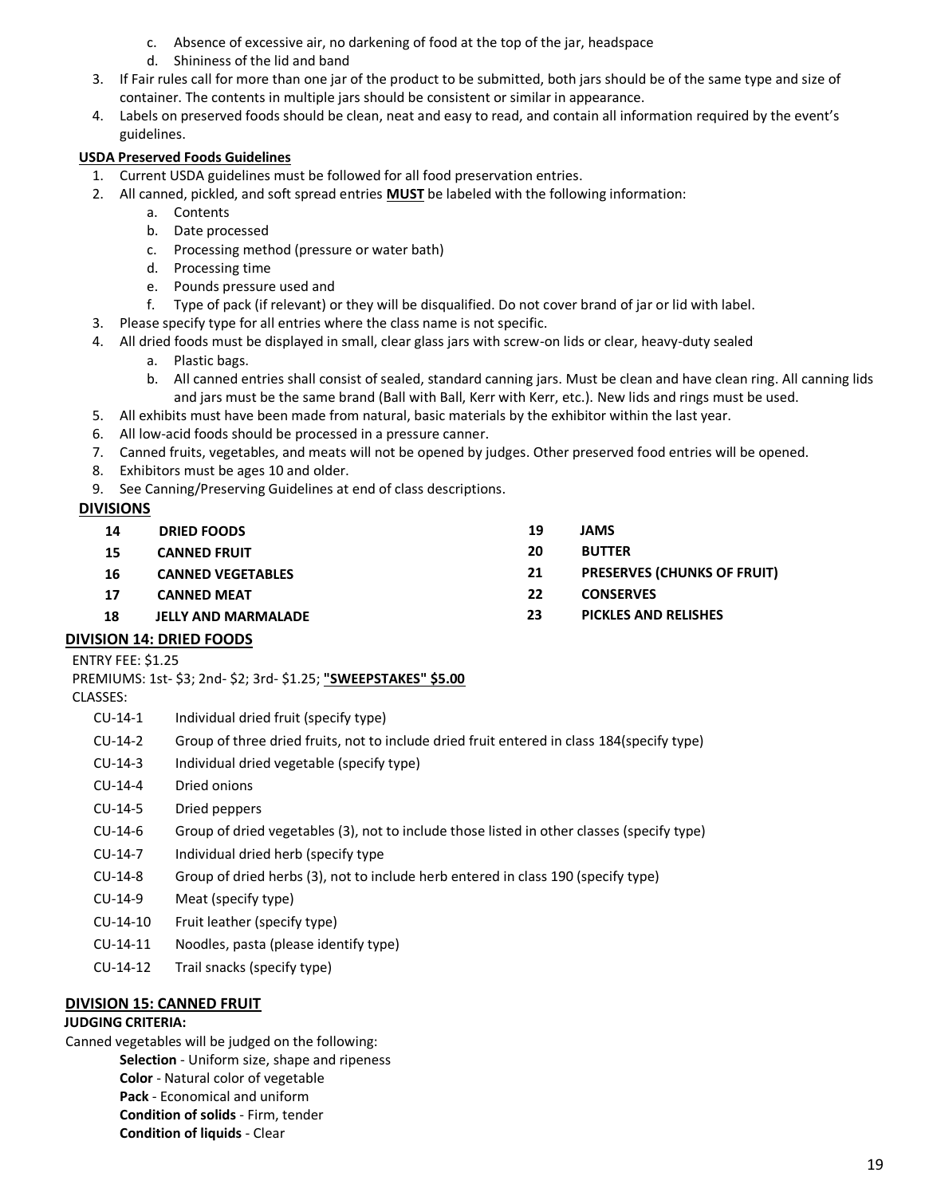c. Absence of excessive air, no darkening of food at the top of the jar, headspace
   d. Shininess of the lid and band
3. If Fair rules call for more than one jar of the product to be submitted, both jars should be of the same type and size of container. The contents in multiple jars should be consistent or similar in appearance.
4. Labels on preserved foods should be clean, neat and easy to read, and contain all information required by the event's guidelines.

**USDA Preserved Foods Guidelines**

1. Current USDA guidelines must be followed for all food preservation entries.
2. All canned, pickled, and soft spread entries **MUST** be labeled with the following information:
   a. Contents
   b. Date processed
   c. Processing method (pressure or water bath)
   d. Processing time
   e. Pounds pressure used and
   f. Type of pack (if relevant) or they will be disqualified. Do not cover brand of jar or lid with label.
3. Please specify type for all entries where the class name is not specific.
4. All dried foods must be displayed in small, clear glass jars with screw-on lids or clear, heavy-duty sealed
   a. Plastic bags.
   b. All canned entries shall consist of sealed, standard canning jars. Must be clean and have clean ring. All canning lids and jars must be the same brand (Ball with Ball, Kerr with Kerr, etc.). New lids and rings must be used.
5. All exhibits must have been made from natural, basic materials by the exhibitor within the last year.
6. All low-acid foods should be processed in a pressure canner.
7. Canned fruits, vegetables, and meats will not be opened by judges. Other preserved food entries will be opened.
8. Exhibitors must be ages 10 and older.
9. See Canning/Preserving Guidelines at end of class descriptions.

**DIVISIONS**

| | | | |
|---|---|---|---|
| **14** | **DRIED FOODS** | **19** | **JAMS** |
| **15** | **CANNED FRUIT** | **20** | **BUTTER** |
| **16** | **CANNED VEGETABLES** | **21** | **PRESERVES (CHUNKS OF FRUIT)** |
| **17** | **CANNED MEAT** | **22** | **CONSERVES** |
| **18** | **JELLY AND MARMALADE** | **23** | **PICKLES AND RELISHES** |

## DIVISION 14: DRIED FOODS

ENTRY FEE: $1.25

PREMIUMS: 1st- $3; 2nd- $2; 3rd- $1.25; **"SWEEPSTAKES" $5.00**

CLASSES:

| | |
|---|---|
| CU-14-1 | Individual dried fruit (specify type) |
| CU-14-2 | Group of three dried fruits, not to include dried fruit entered in class 184(specify type) |
| CU-14-3 | Individual dried vegetable (specify type) |
| CU-14-4 | Dried onions |
| CU-14-5 | Dried peppers |
| CU-14-6 | Group of dried vegetables (3), not to include those listed in other classes (specify type) |
| CU-14-7 | Individual dried herb (specify type |
| CU-14-8 | Group of dried herbs (3), not to include herb entered in class 190 (specify type) |
| CU-14-9 | Meat (specify type) |
| CU-14-10 | Fruit leather (specify type) |
| CU-14-11 | Noodles, pasta (please identify type) |
| CU-14-12 | Trail snacks (specify type) |

## DIVISION 15: CANNED FRUIT

**JUDGING CRITERIA:**

Canned vegetables will be judged on the following:

**Selection** - Uniform size, shape and ripeness
**Color** - Natural color of vegetable
**Pack** - Economical and uniform
**Condition of solids** - Firm, tender
**Condition of liquids** - Clear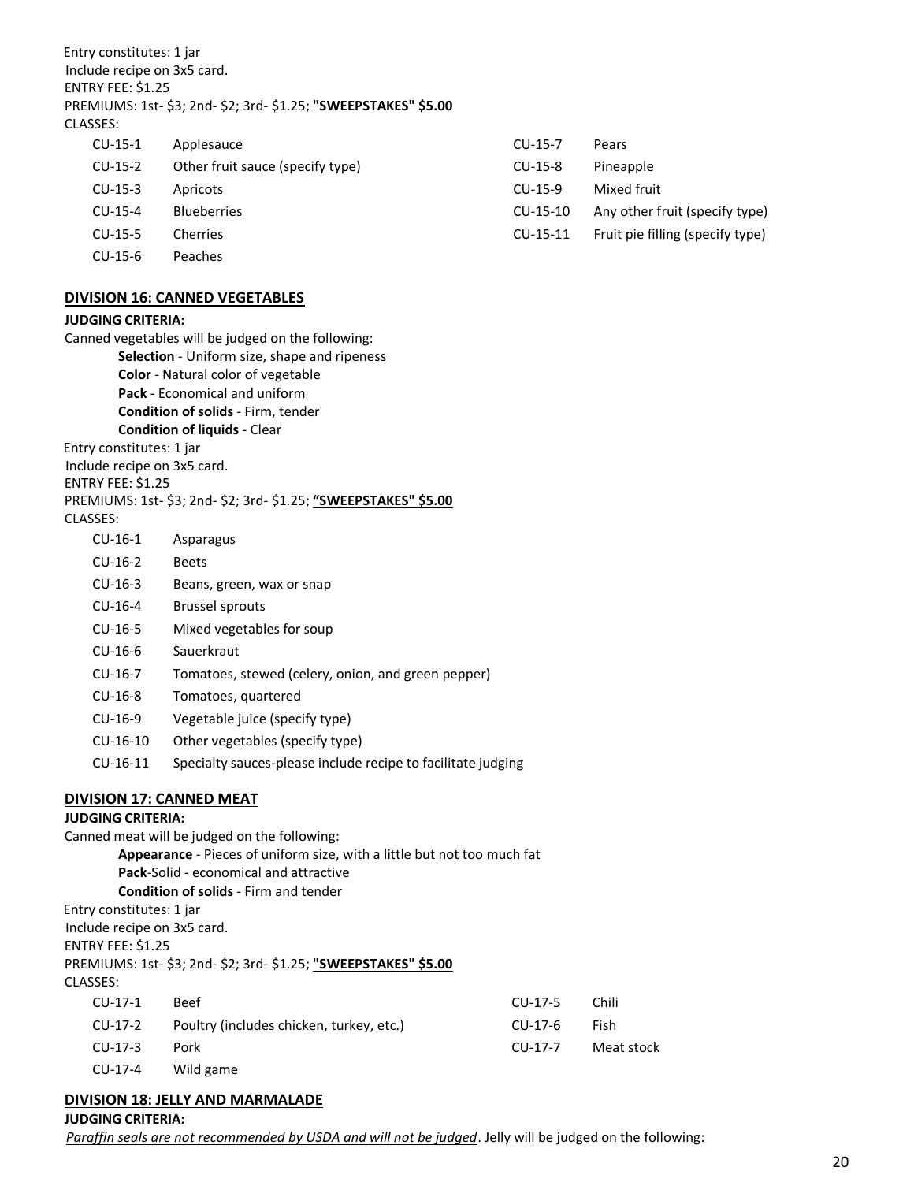Entry constitutes: 1 jar
Include recipe on 3x5 card.
ENTRY FEE: $1.25
PREMIUMS: 1st- $3; 2nd- $2; 3rd- $1.25; **"SWEEPSTAKES" $5.00**
CLASSES:

| | |
|---|---|
| CU-15-1 | Applesauce |
| CU-15-2 | Other fruit sauce (specify type) |
| CU-15-3 | Apricots |
| CU-15-4 | Blueberries |
| CU-15-5 | Cherries |
| CU-15-6 | Peaches |
| CU-15-7 | Pears |
| CU-15-8 | Pineapple |
| CU-15-9 | Mixed fruit |
| CU-15-10 | Any other fruit (specify type) |
| CU-15-11 | Fruit pie filling (specify type) |

## DIVISION 16: CANNED VEGETABLES

**JUDGING CRITERIA:**

Canned vegetables will be judged on the following:

- **Selection** - Uniform size, shape and ripeness
- **Color** - Natural color of vegetable
- **Pack** - Economical and uniform
- **Condition of solids** - Firm, tender
- **Condition of liquids** - Clear

Entry constitutes: 1 jar
Include recipe on 3x5 card.
ENTRY FEE: $1.25
PREMIUMS: 1st- $3; 2nd- $2; 3rd- $1.25; **"SWEEPSTAKES" $5.00**
CLASSES:

| | |
|---|---|
| CU-16-1 | Asparagus |
| CU-16-2 | Beets |
| CU-16-3 | Beans, green, wax or snap |
| CU-16-4 | Brussel sprouts |
| CU-16-5 | Mixed vegetables for soup |
| CU-16-6 | Sauerkraut |
| CU-16-7 | Tomatoes, stewed (celery, onion, and green pepper) |
| CU-16-8 | Tomatoes, quartered |
| CU-16-9 | Vegetable juice (specify type) |
| CU-16-10 | Other vegetables (specify type) |
| CU-16-11 | Specialty sauces-please include recipe to facilitate judging |

## DIVISION 17: CANNED MEAT

**JUDGING CRITERIA:**

Canned meat will be judged on the following:

- **Appearance** - Pieces of uniform size, with a little but not too much fat
- **Pack**-Solid - economical and attractive
- **Condition of solids** - Firm and tender

Entry constitutes: 1 jar
Include recipe on 3x5 card.
ENTRY FEE: $1.25
PREMIUMS: 1st- $3; 2nd- $2; 3rd- $1.25; **"SWEEPSTAKES" $5.00**
CLASSES:

| | |
|---|---|
| CU-17-1 | Beef |
| CU-17-2 | Poultry (includes chicken, turkey, etc.) |
| CU-17-3 | Pork |
| CU-17-4 | Wild game |
| CU-17-5 | Chili |
| CU-17-6 | Fish |
| CU-17-7 | Meat stock |

## DIVISION 18: JELLY AND MARMALADE

**JUDGING CRITERIA:**

*Paraffin seals are not recommended by USDA and will not be judged*. Jelly will be judged on the following: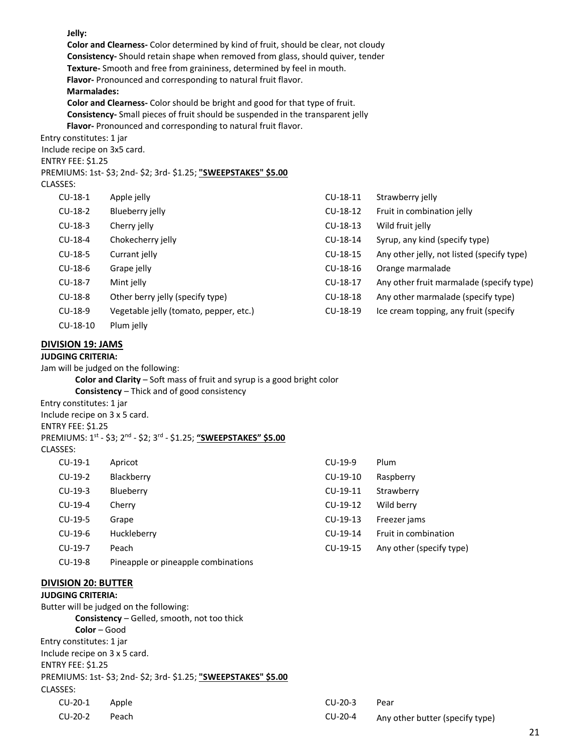**Jelly:**

**Color and Clearness-** Color determined by kind of fruit, should be clear, not cloudy

**Consistency-** Should retain shape when removed from glass, should quiver, tender

**Texture-** Smooth and free from graininess, determined by feel in mouth.

**Flavor-** Pronounced and corresponding to natural fruit flavor.

**Marmalades:**

**Color and Clearness-** Color should be bright and good for that type of fruit.

**Consistency-** Small pieces of fruit should be suspended in the transparent jelly

**Flavor-** Pronounced and corresponding to natural fruit flavor.

Entry constitutes: 1 jar

Include recipe on 3x5 card.

ENTRY FEE: $1.25

PREMIUMS: 1st- $3; 2nd- $2; 3rd- $1.25; **"SWEEPSTAKES" $5.00**

CLASSES:

| | | | |
|---|---|---|---|
| CU-18-1 | Apple jelly | CU-18-11 | Strawberry jelly |
| CU-18-2 | Blueberry jelly | CU-18-12 | Fruit in combination jelly |
| CU-18-3 | Cherry jelly | CU-18-13 | Wild fruit jelly |
| CU-18-4 | Chokecherry jelly | CU-18-14 | Syrup, any kind (specify type) |
| CU-18-5 | Currant jelly | CU-18-15 | Any other jelly, not listed (specify type) |
| CU-18-6 | Grape jelly | CU-18-16 | Orange marmalade |
| CU-18-7 | Mint jelly | CU-18-17 | Any other fruit marmalade (specify type) |
| CU-18-8 | Other berry jelly (specify type) | CU-18-18 | Any other marmalade (specify type) |
| CU-18-9 | Vegetable jelly (tomato, pepper, etc.) | CU-18-19 | Ice cream topping, any fruit (specify |
| CU-18-10 | Plum jelly | | |

## DIVISION 19: JAMS

**JUDGING CRITERIA:**

Jam will be judged on the following:

**Color and Clarity** – Soft mass of fruit and syrup is a good bright color

**Consistency** – Thick and of good consistency

Entry constitutes: 1 jar

Include recipe on 3 x 5 card.

ENTRY FEE: $1.25

PREMIUMS: 1st - $3; 2nd - $2; 3rd - $1.25; **"SWEEPSTAKES" $5.00**

CLASSES:

| | | | |
|---|---|---|---|
| CU-19-1 | Apricot | CU-19-9 | Plum |
| CU-19-2 | Blackberry | CU-19-10 | Raspberry |
| CU-19-3 | Blueberry | CU-19-11 | Strawberry |
| CU-19-4 | Cherry | CU-19-12 | Wild berry |
| CU-19-5 | Grape | CU-19-13 | Freezer jams |
| CU-19-6 | Huckleberry | CU-19-14 | Fruit in combination |
| CU-19-7 | Peach | CU-19-15 | Any other (specify type) |
| CU-19-8 | Pineapple or pineapple combinations | | |

## DIVISION 20: BUTTER

**JUDGING CRITERIA:**

Butter will be judged on the following:

**Consistency** – Gelled, smooth, not too thick

**Color** – Good

Entry constitutes: 1 jar

Include recipe on 3 x 5 card.

ENTRY FEE: $1.25

PREMIUMS: 1st- $3; 2nd- $2; 3rd- $1.25; **"SWEEPSTAKES" $5.00**

CLASSES:

| | | | |
|---|---|---|---|
| CU-20-1 | Apple | CU-20-3 | Pear |
| CU-20-2 | Peach | CU-20-4 | Any other butter (specify type) |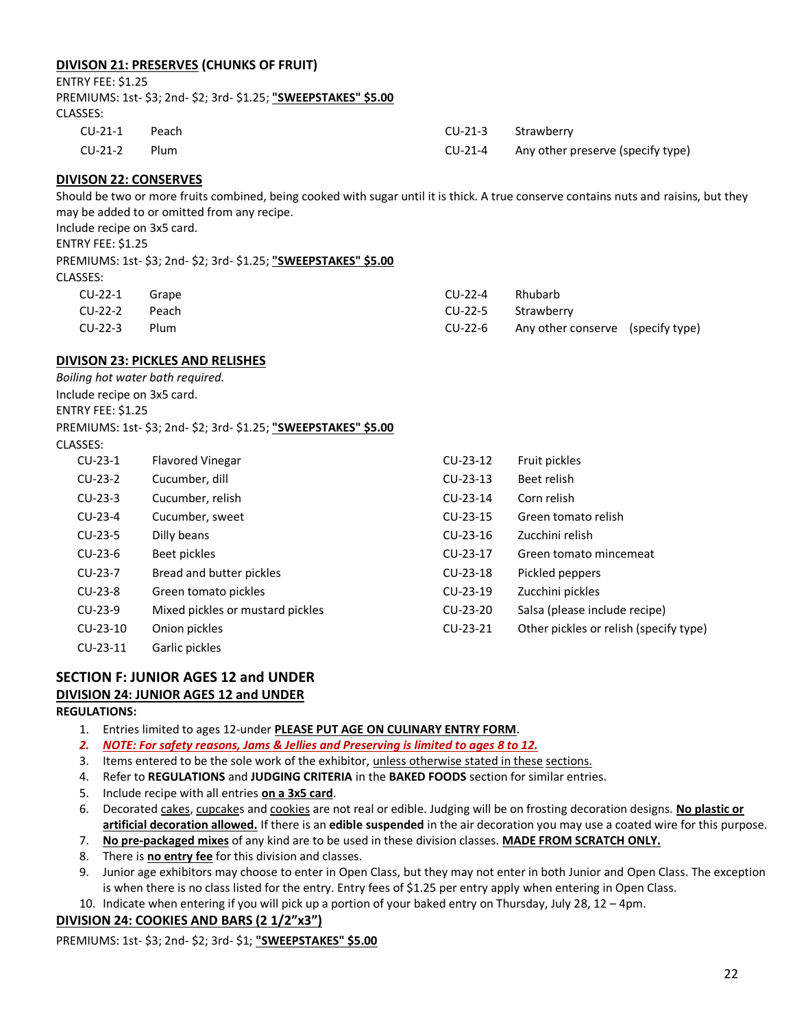## DIVISON 21: PRESERVES (CHUNKS OF FRUIT)

ENTRY FEE: $1.25
PREMIUMS: 1st- $3; 2nd- $2; 3rd- $1.25; **"SWEEPSTAKES" $5.00**
CLASSES:

| | | | |
|---|---|---|---|
| CU-21-1 | Peach | CU-21-3 | Strawberry |
| CU-21-2 | Plum | CU-21-4 | Any other preserve (specify type) |

## DIVISON 22: CONSERVES

Should be two or more fruits combined, being cooked with sugar until it is thick. A true conserve contains nuts and raisins, but they may be added to or omitted from any recipe.
Include recipe on 3x5 card.
ENTRY FEE: $1.25
PREMIUMS: 1st- $3; 2nd- $2; 3rd- $1.25; **"SWEEPSTAKES" $5.00**
CLASSES:

| | | | |
|---|---|---|---|
| CU-22-1 | Grape | CU-22-4 | Rhubarb |
| CU-22-2 | Peach | CU-22-5 | Strawberry |
| CU-22-3 | Plum | CU-22-6 | Any other conserve (specify type) |

## DIVISON 23: PICKLES AND RELISHES

*Boiling hot water bath required.*
Include recipe on 3x5 card.
ENTRY FEE: $1.25
PREMIUMS: 1st- $3; 2nd- $2; 3rd- $1.25; **"SWEEPSTAKES" $5.00**
CLASSES:

| | | | |
|---|---|---|---|
| CU-23-1 | Flavored Vinegar | CU-23-12 | Fruit pickles |
| CU-23-2 | Cucumber, dill | CU-23-13 | Beet relish |
| CU-23-3 | Cucumber, relish | CU-23-14 | Corn relish |
| CU-23-4 | Cucumber, sweet | CU-23-15 | Green tomato relish |
| CU-23-5 | Dilly beans | CU-23-16 | Zucchini relish |
| CU-23-6 | Beet pickles | CU-23-17 | Green tomato mincemeat |
| CU-23-7 | Bread and butter pickles | CU-23-18 | Pickled peppers |
| CU-23-8 | Green tomato pickles | CU-23-19 | Zucchini pickles |
| CU-23-9 | Mixed pickles or mustard pickles | CU-23-20 | Salsa (please include recipe) |
| CU-23-10 | Onion pickles | CU-23-21 | Other pickles or relish (specify type) |
| CU-23-11 | Garlic pickles | | |

# SECTION F: JUNIOR AGES 12 and UNDER

## DIVISION 24: JUNIOR AGES 12 and UNDER

**REGULATIONS:**

1. Entries limited to ages 12-under **PLEASE PUT AGE ON CULINARY ENTRY FORM**.
2. ***NOTE: For safety reasons, Jams & Jellies and Preserving is limited to ages 8 to 12.***
3. Items entered to be the sole work of the exhibitor, unless otherwise stated in these sections.
4. Refer to **REGULATIONS** and **JUDGING CRITERIA** in the **BAKED FOODS** section for similar entries.
5. Include recipe with all entries **on a 3x5 card**.
6. Decorated cakes, cupcakes and cookies are not real or edible. Judging will be on frosting decoration designs. **No plastic or artificial decoration allowed.** If there is an **edible suspended** in the air decoration you may use a coated wire for this purpose.
7. **No pre-packaged mixes** of any kind are to be used in these division classes. **MADE FROM SCRATCH ONLY.**
8. There is **no entry fee** for this division and classes.
9. Junior age exhibitors may choose to enter in Open Class, but they may not enter in both Junior and Open Class. The exception is when there is no class listed for the entry. Entry fees of $1.25 per entry apply when entering in Open Class.
10. Indicate when entering if you will pick up a portion of your baked entry on Thursday, July 28, 12 – 4pm.

## DIVISION 24: COOKIES AND BARS (2 1/2"x3")

PREMIUMS: 1st- $3; 2nd- $2; 3rd- $1; **"SWEEPSTAKES" $5.00**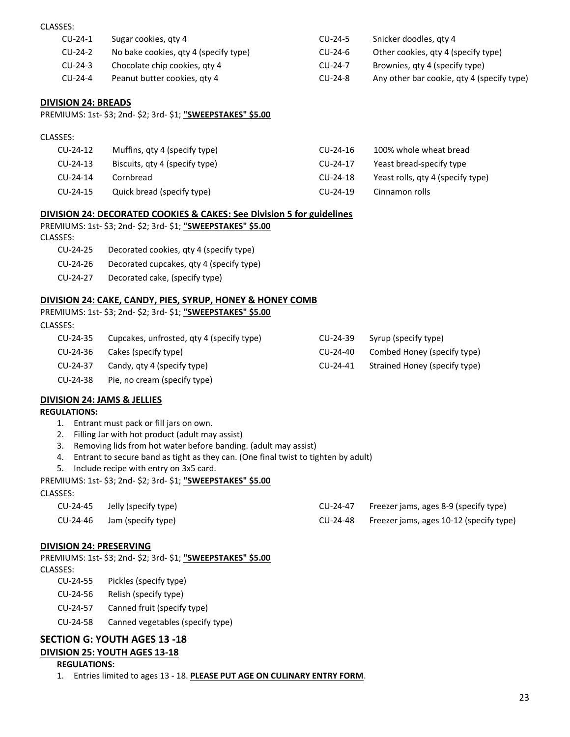CLASSES:

| | | | |
|---|---|---|---|
| CU-24-1 | Sugar cookies, qty 4 | CU-24-5 | Snicker doodles, qty 4 |
| CU-24-2 | No bake cookies, qty 4 (specify type) | CU-24-6 | Other cookies, qty 4 (specify type) |
| CU-24-3 | Chocolate chip cookies, qty 4 | CU-24-7 | Brownies, qty 4 (specify type) |
| CU-24-4 | Peanut butter cookies, qty 4 | CU-24-8 | Any other bar cookie, qty 4 (specify type) |

## DIVISION 24: BREADS

PREMIUMS: 1st- $3; 2nd- $2; 3rd- $1; **"SWEEPSTAKES" $5.00**

CLASSES:

| | | | |
|---|---|---|---|
| CU-24-12 | Muffins, qty 4 (specify type) | CU-24-16 | 100% whole wheat bread |
| CU-24-13 | Biscuits, qty 4 (specify type) | CU-24-17 | Yeast bread-specify type |
| CU-24-14 | Cornbread | CU-24-18 | Yeast rolls, qty 4 (specify type) |
| CU-24-15 | Quick bread (specify type) | CU-24-19 | Cinnamon rolls |

## DIVISION 24: DECORATED COOKIES & CAKES: See Division 5 for guidelines

PREMIUMS: 1st- $3; 2nd- $2; 3rd- $1; **"SWEEPSTAKES" $5.00**

CLASSES:

- CU-24-25 Decorated cookies, qty 4 (specify type)
- CU-24-26 Decorated cupcakes, qty 4 (specify type)
- CU-24-27 Decorated cake, (specify type)

## DIVISION 24: CAKE, CANDY, PIES, SYRUP, HONEY & HONEY COMB

PREMIUMS: 1st- $3; 2nd- $2; 3rd- $1; **"SWEEPSTAKES" $5.00**

CLASSES:

| | | | |
|---|---|---|---|
| CU-24-35 | Cupcakes, unfrosted, qty 4 (specify type) | CU-24-39 | Syrup (specify type) |
| CU-24-36 | Cakes (specify type) | CU-24-40 | Combed Honey (specify type) |
| CU-24-37 | Candy, qty 4 (specify type) | CU-24-41 | Strained Honey (specify type) |
| CU-24-38 | Pie, no cream (specify type) | | |

## DIVISION 24: JAMS & JELLIES

**REGULATIONS:**

1. Entrant must pack or fill jars on own.
2. Filling Jar with hot product (adult may assist)
3. Removing lids from hot water before banding. (adult may assist)
4. Entrant to secure band as tight as they can. (One final twist to tighten by adult)
5. Include recipe with entry on 3x5 card.

PREMIUMS: 1st- $3; 2nd- $2; 3rd- $1; **"SWEEPSTAKES" $5.00**

CLASSES:

| | | | |
|---|---|---|---|
| CU-24-45 | Jelly (specify type) | CU-24-47 | Freezer jams, ages 8-9 (specify type) |
| CU-24-46 | Jam (specify type) | CU-24-48 | Freezer jams, ages 10-12 (specify type) |

## DIVISION 24: PRESERVING

PREMIUMS: 1st- $3; 2nd- $2; 3rd- $1; **"SWEEPSTAKES" $5.00**

CLASSES:

- CU-24-55 Pickles (specify type)
- CU-24-56 Relish (specify type)
- CU-24-57 Canned fruit (specify type)
- CU-24-58 Canned vegetables (specify type)

# SECTION G: YOUTH AGES 13 -18

## DIVISION 25: YOUTH AGES 13-18

**REGULATIONS:**

1. Entries limited to ages 13 - 18. **PLEASE PUT AGE ON CULINARY ENTRY FORM**.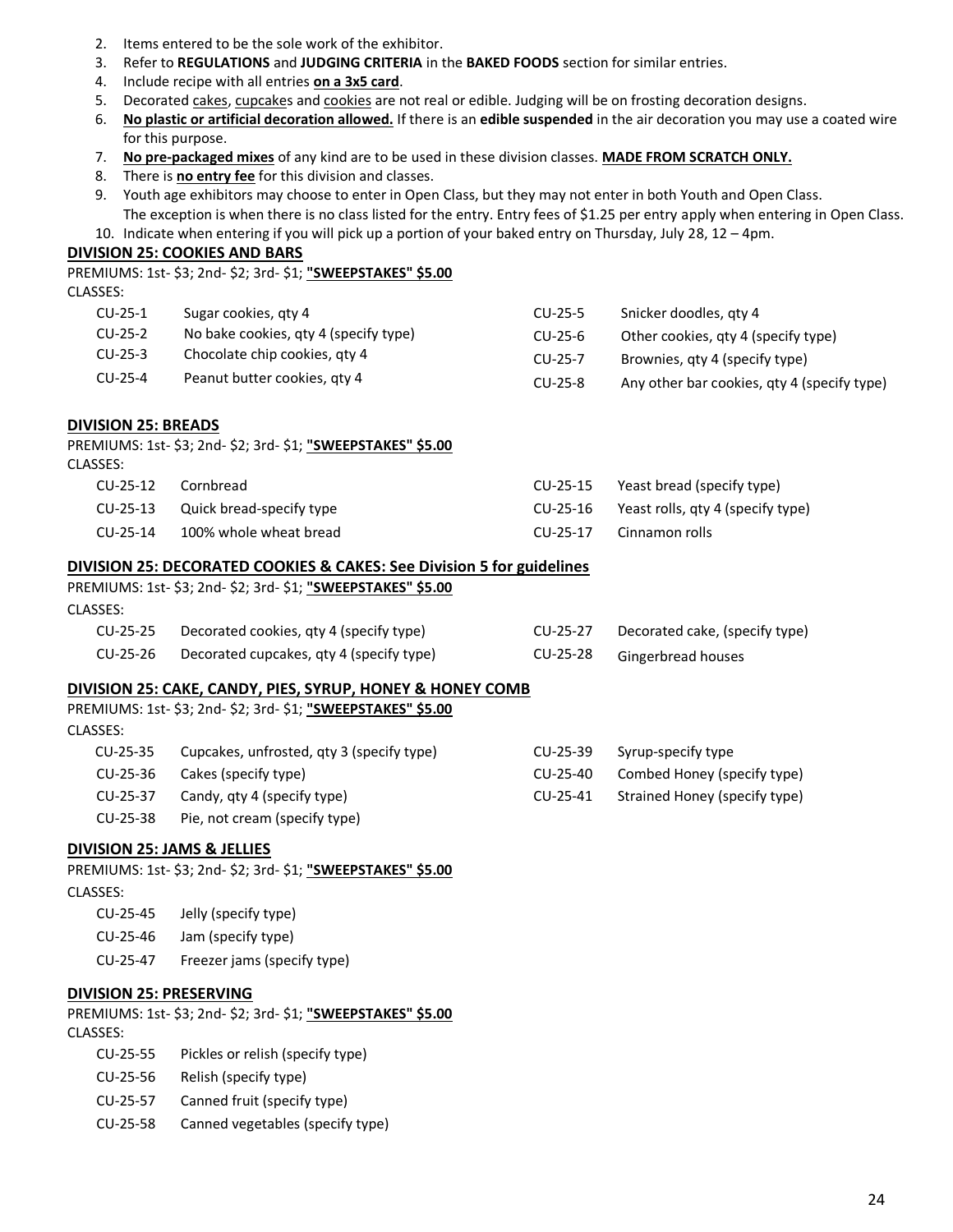2. Items entered to be the sole work of the exhibitor.
3. Refer to **REGULATIONS** and **JUDGING CRITERIA** in the **BAKED FOODS** section for similar entries.
4. Include recipe with all entries **on a 3x5 card**.
5. Decorated cakes, cupcakes and cookies are not real or edible. Judging will be on frosting decoration designs.
6. **No plastic or artificial decoration allowed.** If there is an **edible suspended** in the air decoration you may use a coated wire for this purpose.
7. **No pre-packaged mixes** of any kind are to be used in these division classes. **MADE FROM SCRATCH ONLY.**
8. There is **no entry fee** for this division and classes.
9. Youth age exhibitors may choose to enter in Open Class, but they may not enter in both Youth and Open Class. The exception is when there is no class listed for the entry. Entry fees of $1.25 per entry apply when entering in Open Class.
10. Indicate when entering if you will pick up a portion of your baked entry on Thursday, July 28, 12 – 4pm.

## DIVISION 25: COOKIES AND BARS

PREMIUMS: 1st- $3; 2nd- $2; 3rd- $1; **"SWEEPSTAKES" $5.00**

CLASSES:

| | | | |
|---|---|---|---|
| CU-25-1 | Sugar cookies, qty 4 | CU-25-5 | Snicker doodles, qty 4 |
| CU-25-2 | No bake cookies, qty 4 (specify type) | CU-25-6 | Other cookies, qty 4 (specify type) |
| CU-25-3 | Chocolate chip cookies, qty 4 | CU-25-7 | Brownies, qty 4 (specify type) |
| CU-25-4 | Peanut butter cookies, qty 4 | CU-25-8 | Any other bar cookies, qty 4 (specify type) |

## DIVISION 25: BREADS

PREMIUMS: 1st- $3; 2nd- $2; 3rd- $1; **"SWEEPSTAKES" $5.00**

CLASSES:

| | | | |
|---|---|---|---|
| CU-25-12 | Cornbread | CU-25-15 | Yeast bread (specify type) |
| CU-25-13 | Quick bread-specify type | CU-25-16 | Yeast rolls, qty 4 (specify type) |
| CU-25-14 | 100% whole wheat bread | CU-25-17 | Cinnamon rolls |

## DIVISION 25: DECORATED COOKIES & CAKES: See Division 5 for guidelines

PREMIUMS: 1st- $3; 2nd- $2; 3rd- $1; **"SWEEPSTAKES" $5.00**

CLASSES:

| | | | |
|---|---|---|---|
| CU-25-25 | Decorated cookies, qty 4 (specify type) | CU-25-27 | Decorated cake, (specify type) |
| CU-25-26 | Decorated cupcakes, qty 4 (specify type) | CU-25-28 | Gingerbread houses |

## DIVISION 25: CAKE, CANDY, PIES, SYRUP, HONEY & HONEY COMB

PREMIUMS: 1st- $3; 2nd- $2; 3rd- $1; **"SWEEPSTAKES" $5.00**

CLASSES:

| | | | |
|---|---|---|---|
| CU-25-35 | Cupcakes, unfrosted, qty 3 (specify type) | CU-25-39 | Syrup-specify type |
| CU-25-36 | Cakes (specify type) | CU-25-40 | Combed Honey (specify type) |
| CU-25-37 | Candy, qty 4 (specify type) | CU-25-41 | Strained Honey (specify type) |
| CU-25-38 | Pie, not cream (specify type) | | |

## DIVISION 25: JAMS & JELLIES

PREMIUMS: 1st- $3; 2nd- $2; 3rd- $1; **"SWEEPSTAKES" $5.00**

CLASSES:

- CU-25-45 Jelly (specify type)
- CU-25-46 Jam (specify type)
- CU-25-47 Freezer jams (specify type)

## DIVISION 25: PRESERVING

PREMIUMS: 1st- $3; 2nd- $2; 3rd- $1; **"SWEEPSTAKES" $5.00**

CLASSES:

- CU-25-55 Pickles or relish (specify type)
- CU-25-56 Relish (specify type)
- CU-25-57 Canned fruit (specify type)
- CU-25-58 Canned vegetables (specify type)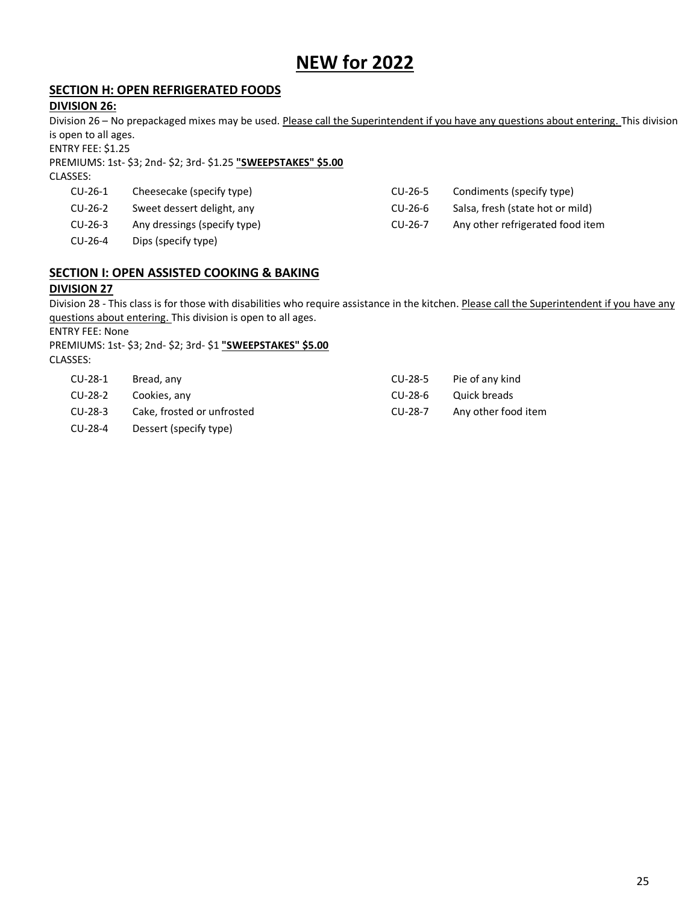# NEW for 2022

## SECTION H: OPEN REFRIGERATED FOODS

### DIVISION 26:

Division 26 – No prepackaged mixes may be used. Please call the Superintendent if you have any questions about entering. This division is open to all ages.

ENTRY FEE: $1.25

PREMIUMS: 1st- $3; 2nd- $2; 3rd- $1.25 **"SWEEPSTAKES" $5.00**

CLASSES:

| | |
|---|---|
| CU-26-1 | Cheesecake (specify type) |
| CU-26-2 | Sweet dessert delight, any |
| CU-26-3 | Any dressings (specify type) |
| CU-26-4 | Dips (specify type) |
| CU-26-5 | Condiments (specify type) |
| CU-26-6 | Salsa, fresh (state hot or mild) |
| CU-26-7 | Any other refrigerated food item |

## SECTION I: OPEN ASSISTED COOKING & BAKING

### DIVISION 27

Division 28 - This class is for those with disabilities who require assistance in the kitchen. Please call the Superintendent if you have any questions about entering. This division is open to all ages.

ENTRY FEE: None

PREMIUMS: 1st- $3; 2nd- $2; 3rd- $1 **"SWEEPSTAKES" $5.00**

CLASSES:

| | |
|---|---|
| CU-28-1 | Bread, any |
| CU-28-2 | Cookies, any |
| CU-28-3 | Cake, frosted or unfrosted |
| CU-28-4 | Dessert (specify type) |
| CU-28-5 | Pie of any kind |
| CU-28-6 | Quick breads |
| CU-28-7 | Any other food item |